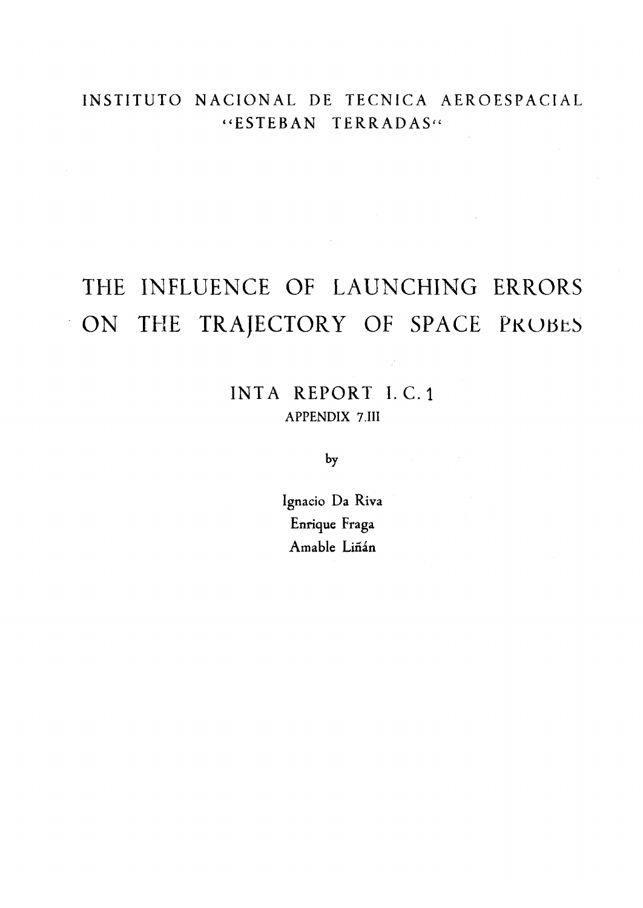INSTITUTO NACIONAL DE TECNICA AEROESPACIAL
"ESTEBAN TERRADAS"

# THE INFLUENCE OF LAUNCHING ERRORS ON THE TRAJECTORY OF SPACE PROBES

## INTA REPORT I. C. 1

APPENDIX 7.III

by

Ignacio Da Riva
Enrique Fraga
Amable Liñán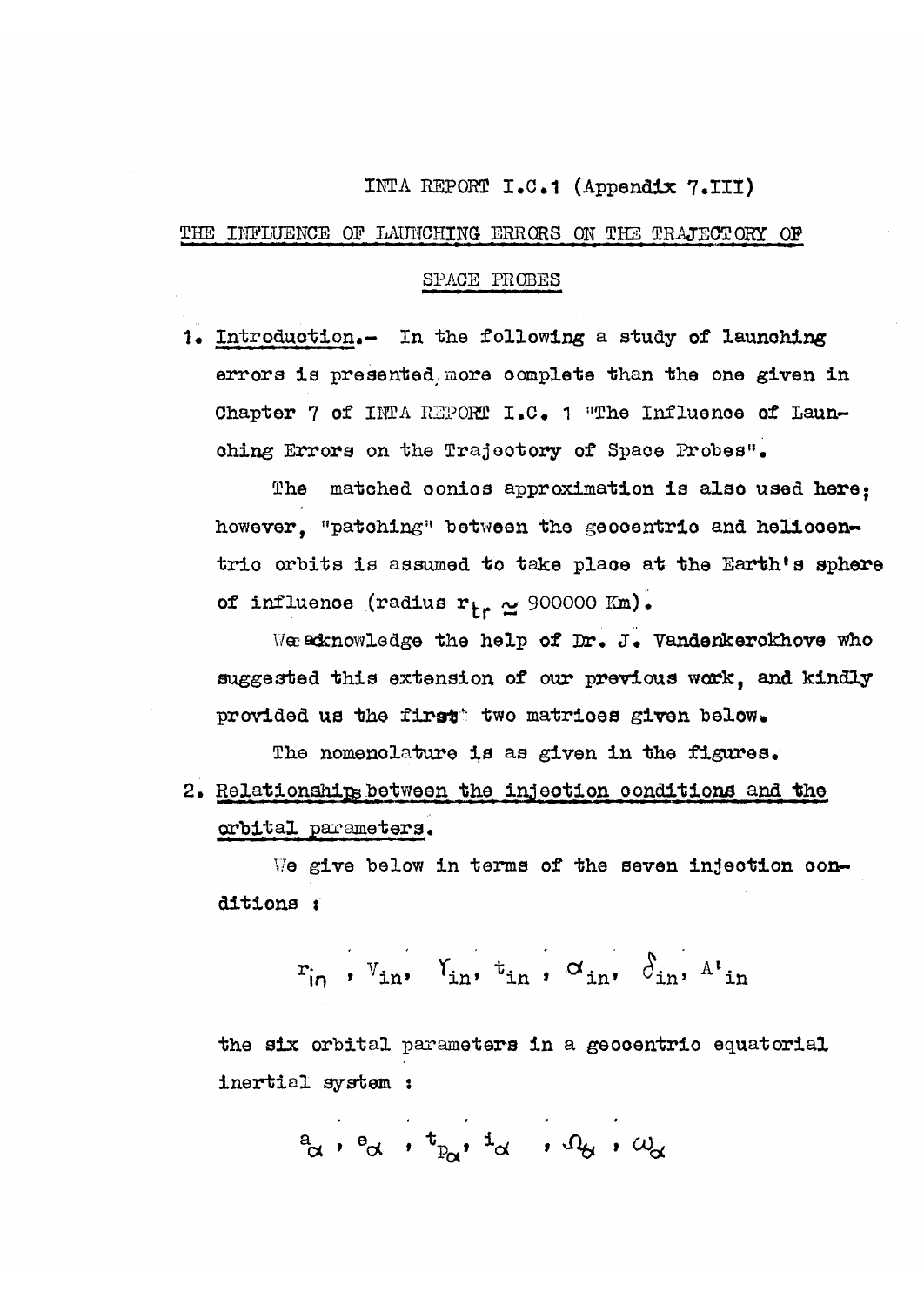# INTA REPORT I.C.1 (Appendix 7.III)

## THE INFLUENCE OF LAUNCHING ERRORS ON THE TRAJECTORY OF SPACE PROBES

1. Introduction.- In the following a study of launching errors is presented more complete than the one given in Chapter 7 of INTA REPORT I.C. 1 "The Influence of Launching Errors on the Trajectory of Space Probes".

The matched conics approximation is also used here; however, "patching" between the geocentric and heliocentric orbits is assumed to take place at the Earth's sphere of influence (radius $r_{tr} \simeq 900000$ Km).

We acknowledge the help of Dr. J. Vandenkerckhove who suggested this extension of our previous work, and kindly provided us the first two matrices given below.

The nomenclature is as given in the figures.

2. Relationships between the injection conditions and the orbital parameters.

We give below in terms of the seven injection conditions :

$$r_{in} \ , V_{in}, \ \gamma_{in}, \ t_{in} \ , \ \alpha_{in}, \ \delta_{in}, \ A'_{in}$$

the six orbital parameters in a geocentric equatorial inertial system :

$$a_{\alpha} \ , \ e_{\alpha} \ , \ t_{p_{\alpha}}, \ i_{\alpha} \ , \ \Omega_{\alpha} \ , \ \omega_{\alpha}$$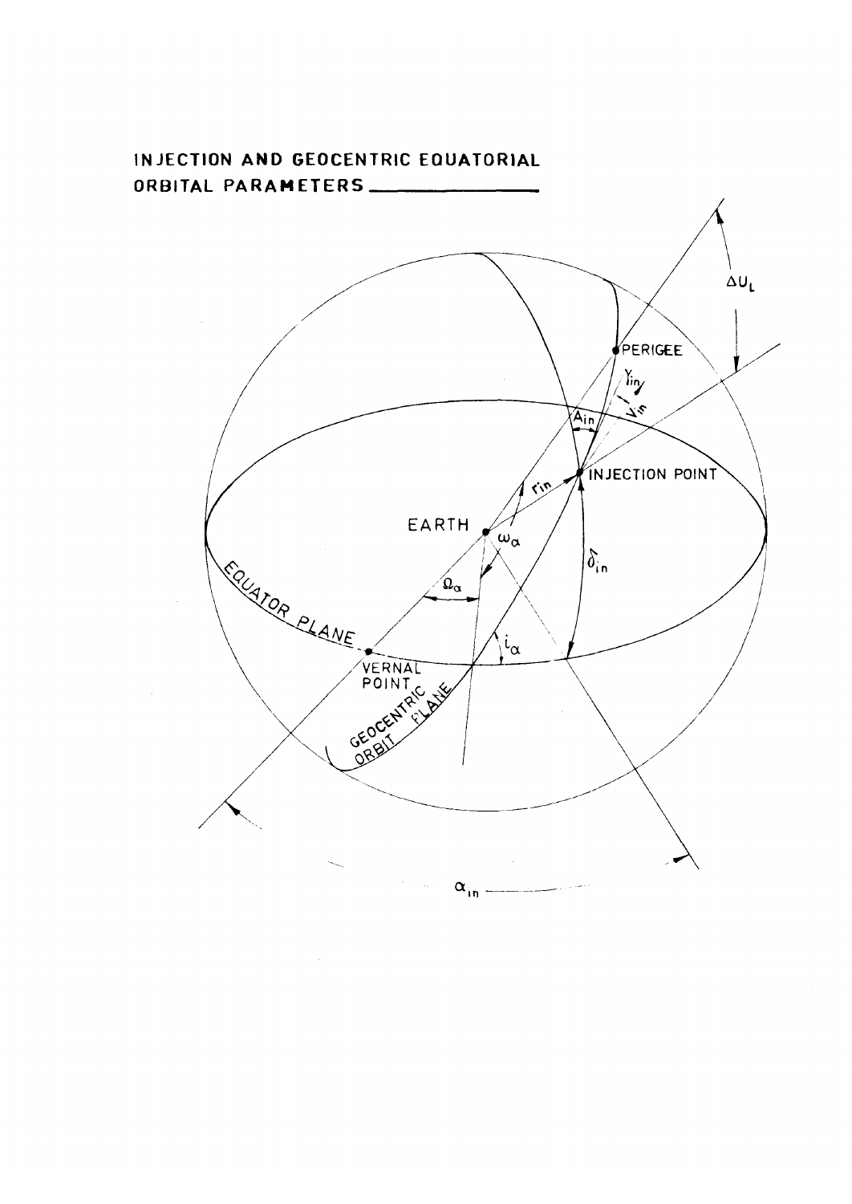# INJECTION AND GEOCENTRIC EQUATORIAL ORBITAL PARAMETERS

PERIGEE

$\Delta U_L$

$\gamma_{in}$

$V_{in}$

$A_{in}$

INJECTION POINT

$r_{in}$

EARTH

$\omega_\alpha$

$\delta_{in}$

EQUATOR PLANE

$\Omega_\alpha$

$i_\alpha$

VERNAL POINT

GEOCENTRIC ORBIT PLANE

$\alpha_{in}$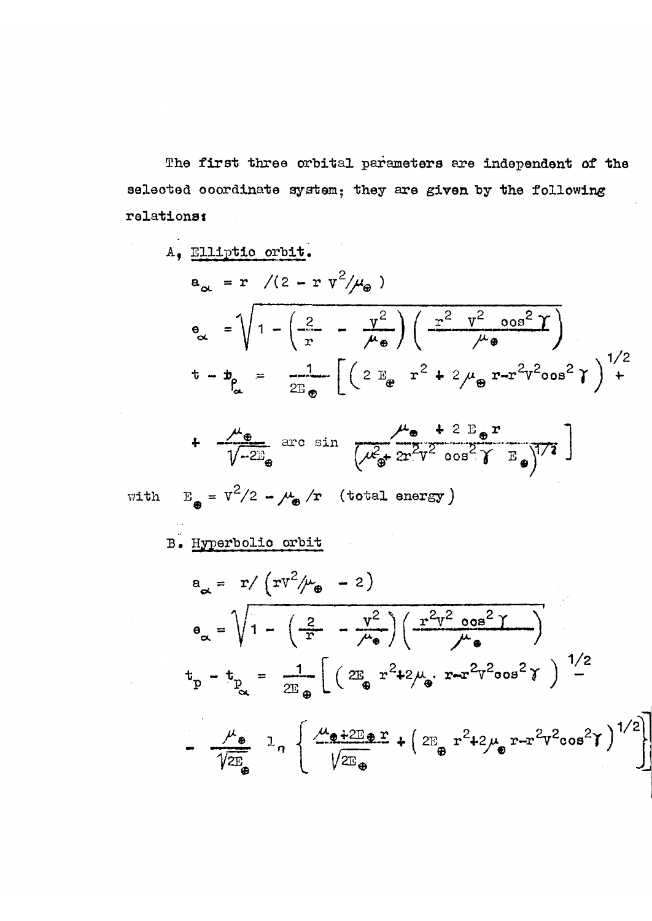The first three orbital parameters are independent of the selected coordinate system; they are given by the following relations:

A. Elliptic orbit.

$$a_{\alpha} = r \;/(2 - r\,V^2/\mu_{\oplus})$$

$$e_{\alpha} = \sqrt{1 - \left(\frac{2}{r} - \frac{V^2}{\mu_{\oplus}}\right)\left(\frac{r^2\ V^2\ \cos^2\gamma}{\mu_{\oplus}}\right)}$$

$$t - t_{p_{\alpha}} = \frac{1}{2E_{\oplus}}\left[\left(2\,E_{\oplus}\ r^2 + 2\mu_{\oplus}\,r - r^2V^2\cos^2\gamma\right)^{1/2} + \right.$$

$$\left. + \frac{\mu_{\oplus}}{\sqrt{-2E_{\oplus}}}\ \text{arc sin}\ \frac{\mu_{\oplus} + 2\,E_{\oplus}\,r}{\left(\mu_{\oplus}^2 + 2r^2V^2\ \cos^2\gamma\ \ E_{\oplus}\right)^{1/2}}\right]$$

with $E_{\oplus} = V^2/2 - \mu_{\oplus}/r$ (total energy)

B. Hyperbolic orbit

$$a_{\alpha} = r/\left(rV^2/\mu_{\oplus} - 2\right)$$

$$e_{\alpha} = \sqrt{1 - \left(\frac{2}{r} - \frac{V^2}{\mu_{\oplus}}\right)\left(\frac{r^2V^2\ \cos^2\gamma}{\mu_{\oplus}}\right)}$$

$$t_p - t_{p_{\alpha}} = \frac{1}{2E_{\oplus}}\left[\left(2E_{\oplus}\ r^2 + 2\mu_{\oplus}\cdot r - r^2V^2\cos^2\gamma\right)^{1/2} - \right.$$

$$\left. - \frac{\mu_{\oplus}}{\sqrt{2E_{\oplus}}}\ \ln\left\{\frac{\mu_{\oplus} + 2E_{\oplus}\,r}{\sqrt{2E_{\oplus}}} + \left(2E_{\oplus}\ r^2 + 2\mu_{\oplus}\ r - r^2V^2\cos^2\gamma\right)^{1/2}\right\}\right]$$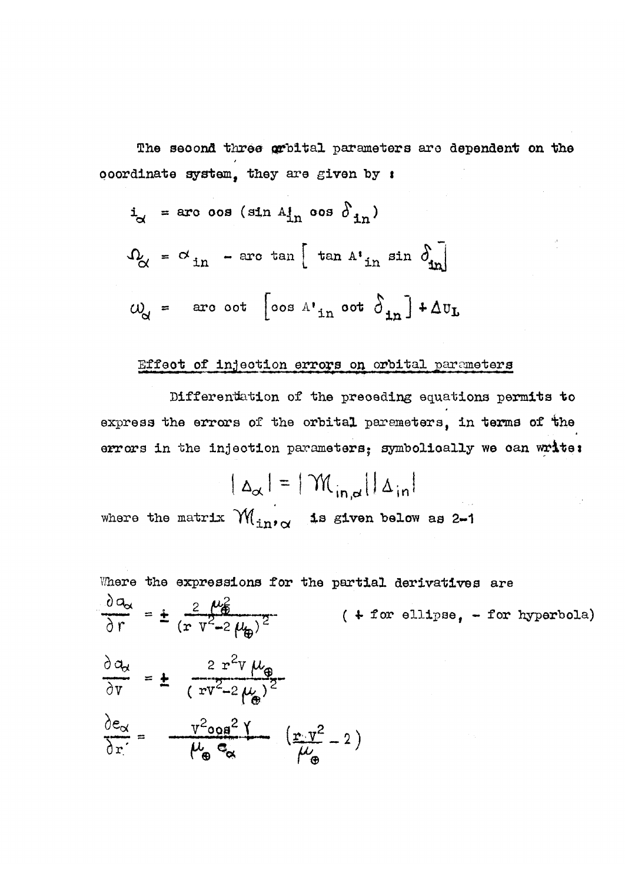The second three orbital parameters are dependent on the coordinate system, they are given by :

$$i_\alpha = \text{arc cos}\,(\sin A'_{in} \cos \delta_{in})$$

$$\Omega_\alpha = \alpha_{in} - \text{arc tan}\left[\tan A'_{in} \sin \delta_{in}\right]$$

$$\omega_\alpha = \text{arc cot}\left[\cos A'_{in} \cot \delta_{in}\right] + \Delta U_L$$

## Effect of injection errors on orbital parameters

Differentiation of the preceding equations permits to express the errors of the orbital parameters, in terms of the errors in the injection parameters; symbolically we can write:

$$|\Delta_\alpha| = |\mathcal{M}_{in,\alpha}|\,|\Delta_{in}|$$

where the matrix $\mathcal{M}_{in,\alpha}$ is given below as 2-1

Where the expressions for the partial derivatives are

$$\frac{\partial a_\alpha}{\partial r} = \pm \frac{2\,\mu_\oplus^2}{(r\,V^2 - 2\,\mu_\oplus)^2} \qquad (+ \text{ for ellipse, } - \text{ for hyperbola})$$

$$\frac{\partial a_\alpha}{\partial V} = \pm \frac{2\,r^2 V\,\mu_\oplus}{(rV^2 - 2\,\mu_\oplus)^2}$$

$$\frac{\partial e_\alpha}{\partial r} = \frac{V^2 \cos^2 \gamma}{\mu_\oplus\, e_\alpha} \left(\frac{r\,V^2}{\mu_\oplus} - 2\right)$$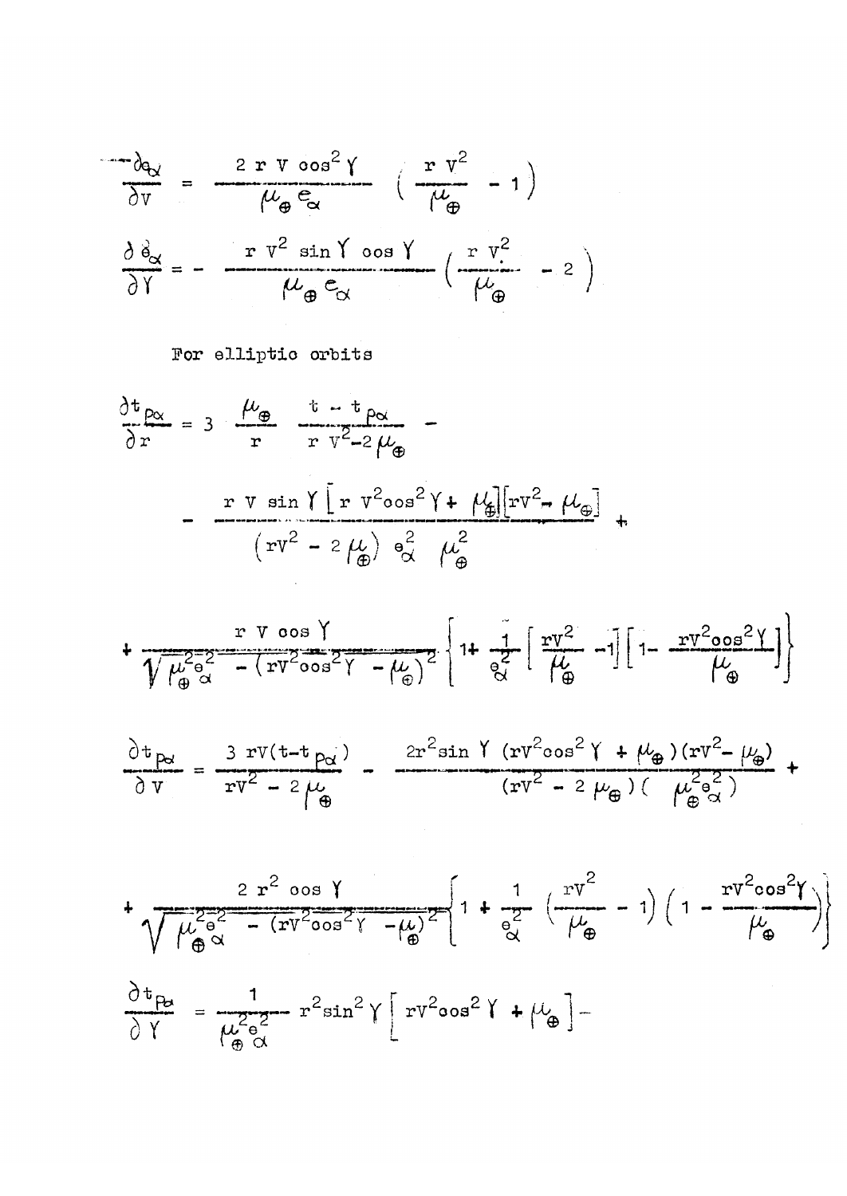$$\frac{\partial e_\alpha}{\partial V} = \frac{2\, r\, V \cos^2 \gamma}{\mu_\oplus e_\alpha} \left( \frac{r\, V^2}{\mu_\oplus} - 1 \right)$$

$$\frac{\partial e_\alpha}{\partial \gamma} = - \frac{r\, V^2 \sin \gamma \cos \gamma}{\mu_\oplus e_\alpha} \left( \frac{r\, V^2}{\mu_\oplus} - 2 \right)$$

For elliptic orbits

$$\frac{\partial t_{p\alpha}}{\partial r} = 3 \frac{\mu_\oplus}{r} \frac{t - t_{p\alpha}}{r\, V^2 - 2 \mu_\oplus} -$$

$$- \frac{r\, V \sin \gamma \left[ r\, V^2 \cos^2 \gamma + \mu_\oplus \right] \left[ r V^2 - \mu_\oplus \right]}{\left( r V^2 - 2 \mu_\oplus \right) e_\alpha^2 \; \mu_\oplus^2} +$$

$$+ \frac{r\, V \cos \gamma}{\sqrt{\mu_\oplus^2 e_\alpha^2 - \left( r V^2 \cos^2 \gamma - \mu_\oplus \right)^2}} \left\{ 1 + \frac{1}{e_\alpha^2} \left[ \frac{r V^2}{\mu_\oplus} - 1 \right] \left[ 1 - \frac{r V^2 \cos^2 \gamma}{\mu_\oplus} \right] \right\}$$

$$\frac{\partial t_{p\alpha}}{\partial V} = \frac{3\, r V (t - t_{p\alpha})}{r V^2 - 2 \mu_\oplus} - \frac{2 r^2 \sin \gamma \, (r V^2 \cos^2 \gamma + \mu_\oplus)(r V^2 - \mu_\oplus)}{(r V^2 - 2\, \mu_\oplus)(\mu_\oplus^2 e_\alpha^2)} +$$

$$+ \frac{2\, r^2 \cos \gamma}{\sqrt{\mu_\oplus^2 e_\alpha^2 - (r V^2 \cos^2 \gamma - \mu_\oplus)^2}} \left\{ 1 + \frac{1}{e_\alpha^2} \left( \frac{r V^2}{\mu_\oplus} - 1 \right) \left( 1 - \frac{r V^2 \cos^2 \gamma}{\mu_\oplus} \right) \right\}$$

$$\frac{\partial t_{p\alpha}}{\partial \gamma} = \frac{1}{\mu_\oplus^2 e_\alpha^2} r^2 \sin^2 \gamma \left[ r V^2 \cos^2 \gamma + \mu_\oplus \right] -$$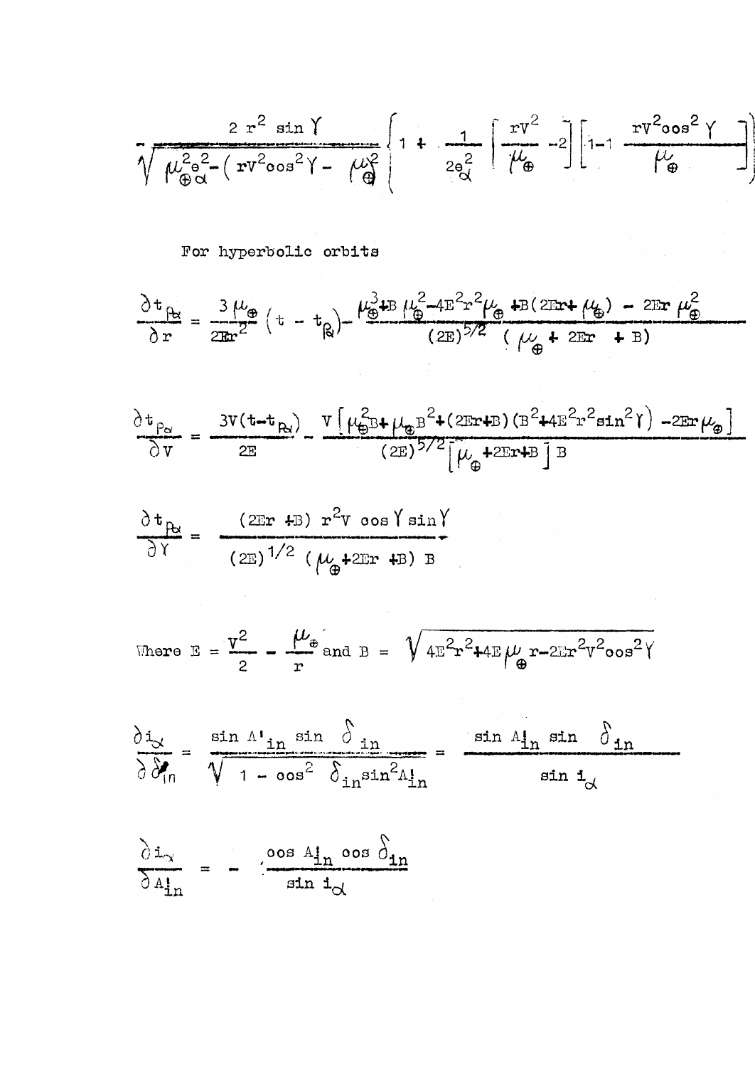$$-\frac{2\, r^2 \sin \gamma}{\sqrt{\mu_{\oplus\alpha}^2 e^2 - \left( rV^2 \cos^2 \gamma - \mu_{\oplus}^2 \right.}} \left\{ 1 + \frac{1}{2e_{\alpha}^2} \left[ \frac{rV^2}{\mu_{\oplus}} - 2 \right] \left[ 1 - 1 \frac{rV^2 \cos^2 \gamma}{\mu_{\oplus}} \right] \right\}$$

For hyperbolic orbits

$$\frac{\partial t_{p_\alpha}}{\partial r} = \frac{3\mu_{\oplus}}{2Er^2}\left(t - t_{p_\alpha}\right) - \frac{\mu_{\oplus}^3 + B\,\mu_{\oplus}^2 - 4E^2 r^2 \mu_{\oplus} + B(2Er + \mu_{\oplus}) - 2Er\,\mu_{\oplus}^2}{(2E)^{5/2}\ (\mu_{\oplus} + 2Er + B)}$$

$$\frac{\partial t_{p_\alpha}}{\partial V} = \frac{3V(t - t_{p_\alpha})}{2E} - \frac{V\left[\mu_{\oplus}^2 B + \mu_{\oplus} B^2 + (2Er + B)(B^2 + 4E^2 r^2 \sin^2\gamma) - 2Er\,\mu_{\oplus}\right]}{(2E)^{5/2}\left[\mu_{\oplus} + 2Er + B\right] B}$$

$$\frac{\partial t_{p_\alpha}}{\partial \gamma} = \frac{(2Er + B)\ r^2 V \cos\gamma \sin\gamma}{(2E)^{1/2}\ (\mu_{\oplus} + 2Er + B)\ B}$$

Where $E = \frac{V^2}{2} - \frac{\mu_{\oplus}}{r}$ and $B = \sqrt{4E^2 r^2 + 4E\,\mu_{\oplus} r - 2Er^2 V^2 \cos^2\gamma}$

$$\frac{\partial i_\alpha}{\partial \delta_{in}} = \frac{\sin A'_{in} \sin \delta_{in}}{\sqrt{1 - \cos^2 \delta_{in} \sin^2 A'_{in}}} = \frac{\sin A'_{in} \sin \delta_{in}}{\sin i_\alpha}$$

$$\frac{\partial i_\alpha}{\partial A'_{in}} = -\frac{\cos A'_{in} \cos \delta_{in}}{\sin i_\alpha}$$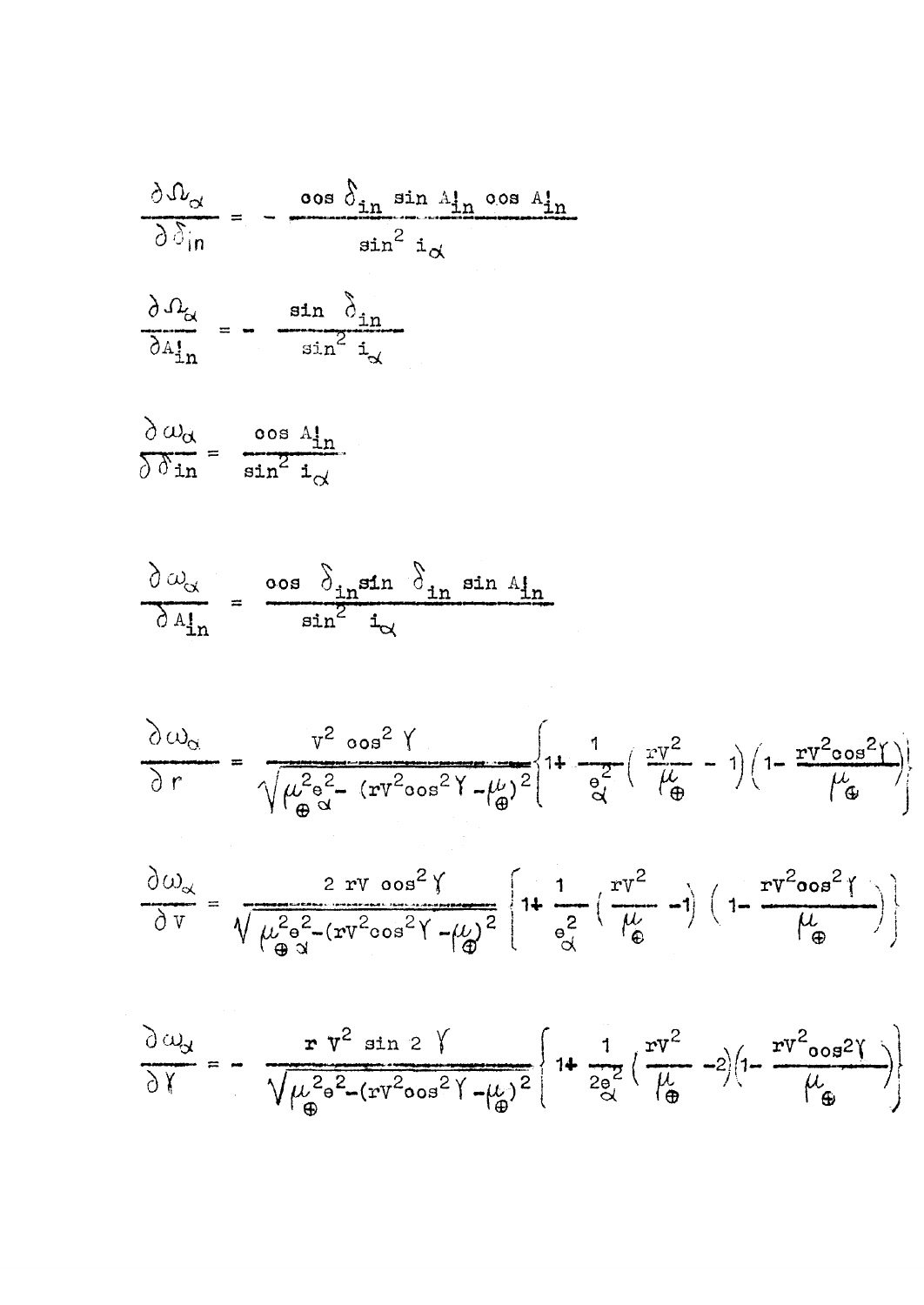$$\frac{\partial \Omega_\alpha}{\partial \delta_{in}} = - \frac{\cos \delta_{in} \sin A'_{in} \cos A'_{in}}{\sin^2 i_\alpha}$$

$$\frac{\partial \Omega_\alpha}{\partial A'_{in}} = - \frac{\sin \delta_{in}}{\sin^2 i_\alpha}$$

$$\frac{\partial \omega_\alpha}{\partial \delta_{in}} = \frac{\cos A'_{in}}{\sin^2 i_\alpha}$$

$$\frac{\partial \omega_\alpha}{\partial A'_{in}} = \frac{\cos \delta_{in} \sin \delta_{in} \sin A'_{in}}{\sin^2 i_\alpha}$$

$$\frac{\partial \omega_\alpha}{\partial r} = \frac{V^2 \cos^2 \gamma}{\sqrt{\mu_\oplus^2 e_\alpha^2 - (rV^2 \cos^2 \gamma - \mu_\oplus)^2}} \left\{ 1 + \frac{1}{e_\alpha^2} \left( \frac{rV^2}{\mu_\oplus} - 1 \right) \left( 1 - \frac{rV^2 \cos^2 \gamma}{\mu_\oplus} \right) \right\}$$

$$\frac{\partial \omega_\alpha}{\partial V} = \frac{2 \, rV \cos^2 \gamma}{\sqrt{\mu_\oplus^2 e_\alpha^2 - (rV^2 \cos^2 \gamma - \mu_\oplus)^2}} \left\{ 1 + \frac{1}{e_\alpha^2} \left( \frac{rV^2}{\mu_\oplus} - 1 \right) \left( 1 - \frac{rV^2 \cos^2 \gamma}{\mu_\oplus} \right) \right\}$$

$$\frac{\partial \omega_\alpha}{\partial \gamma} = - \frac{r \, V^2 \sin 2 \gamma}{\sqrt{\mu_\oplus^2 e^2 - (rV^2 \cos^2 \gamma - \mu_\oplus)^2}} \left\{ 1 + \frac{1}{2e_\alpha^2} \left( \frac{rV^2}{\mu_\oplus} - 2 \right) \left( 1 - \frac{rV^2 \cos 2\gamma}{\mu_\oplus} \right) \right\}$$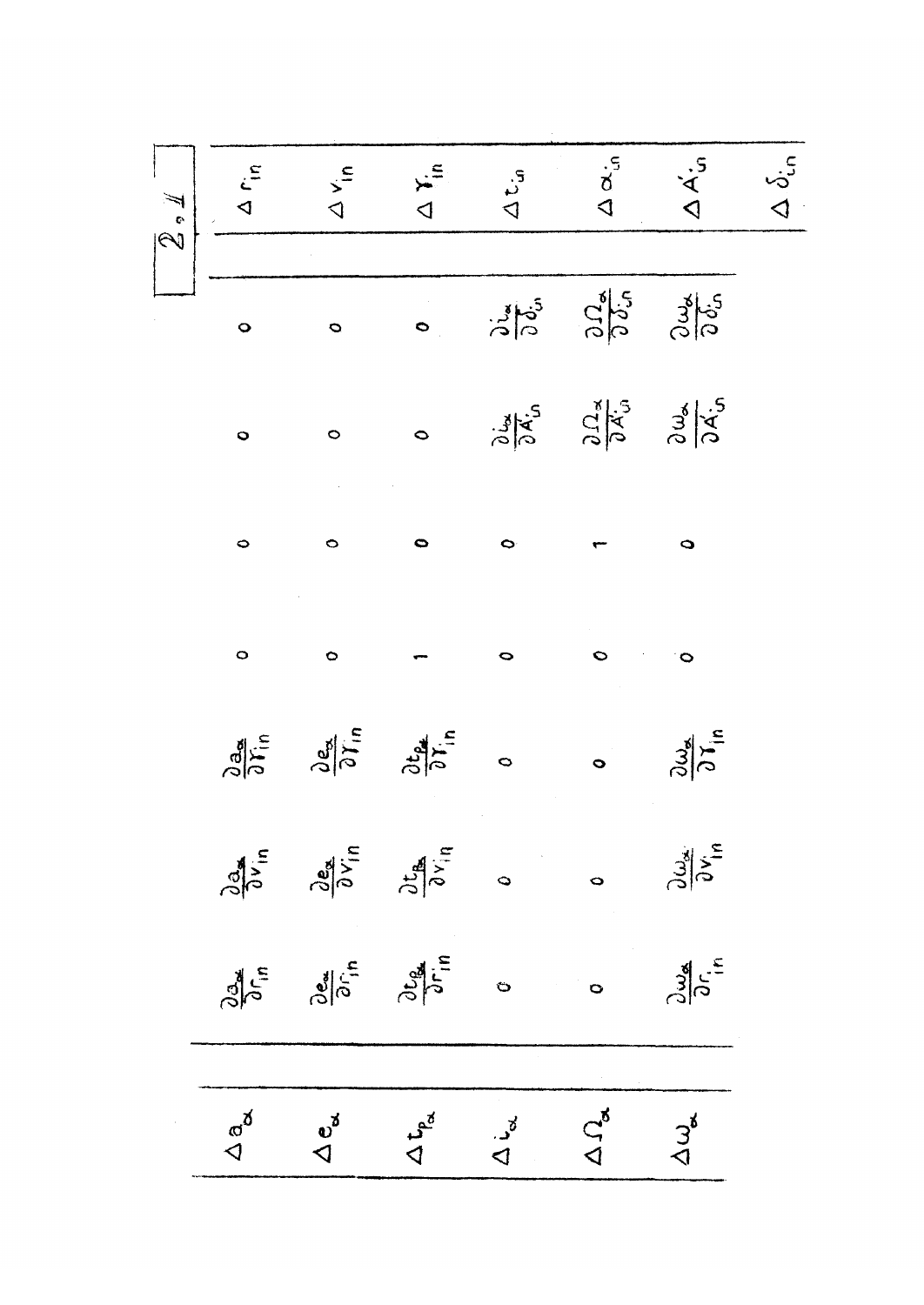$$
\begin{bmatrix} \Delta a_\alpha \\ \Delta e_\alpha \\ \Delta t_{P_\alpha} \\ \Delta i_\alpha \\ \Delta \Omega_\alpha \\ \Delta \omega_\alpha \end{bmatrix}
=
\begin{bmatrix}
\frac{\partial a_\alpha}{\partial r_{in}} & \frac{\partial a_\alpha}{\partial v_{in}} & \frac{\partial a_\alpha}{\partial \gamma_{in}} & 0 & 0 & 0 & 0 \\
\frac{\partial e_\alpha}{\partial r_{in}} & \frac{\partial e_\alpha}{\partial v_{in}} & \frac{\partial e_\alpha}{\partial \gamma_{in}} & 0 & 0 & 0 & 0 \\
\frac{\partial t_{P_\alpha}}{\partial r_{in}} & \frac{\partial t_{P_\alpha}}{\partial v_{in}} & \frac{\partial t_{P_\alpha}}{\partial \gamma_{in}} & 1 & 0 & 0 & 0 \\
0 & 0 & 0 & 0 & 0 & \frac{\partial i_\alpha}{\partial A'_{in}} & \frac{\partial i_\alpha}{\partial \delta_{in}} \\
0 & 0 & 0 & 0 & 1 & \frac{\partial \Omega_\alpha}{\partial A'_{in}} & \frac{\partial \Omega_\alpha}{\partial \delta_{in}} \\
\frac{\partial \omega_\alpha}{\partial r_{in}} & \frac{\partial \omega_\alpha}{\partial v_{in}} & \frac{\partial \omega_\alpha}{\partial \gamma_{in}} & 0 & 0 & \frac{\partial \omega_\alpha}{\partial A'_{in}} & \frac{\partial \omega_\alpha}{\partial \delta_{in}}
\end{bmatrix}
\begin{bmatrix} \Delta r_{in} \\ \Delta v_{in} \\ \Delta \gamma_{in} \\ \Delta t_{in} \\ \Delta \alpha_{in} \\ \Delta A'_{in} \\ \Delta \delta_{in} \end{bmatrix}
\qquad (2.II)
$$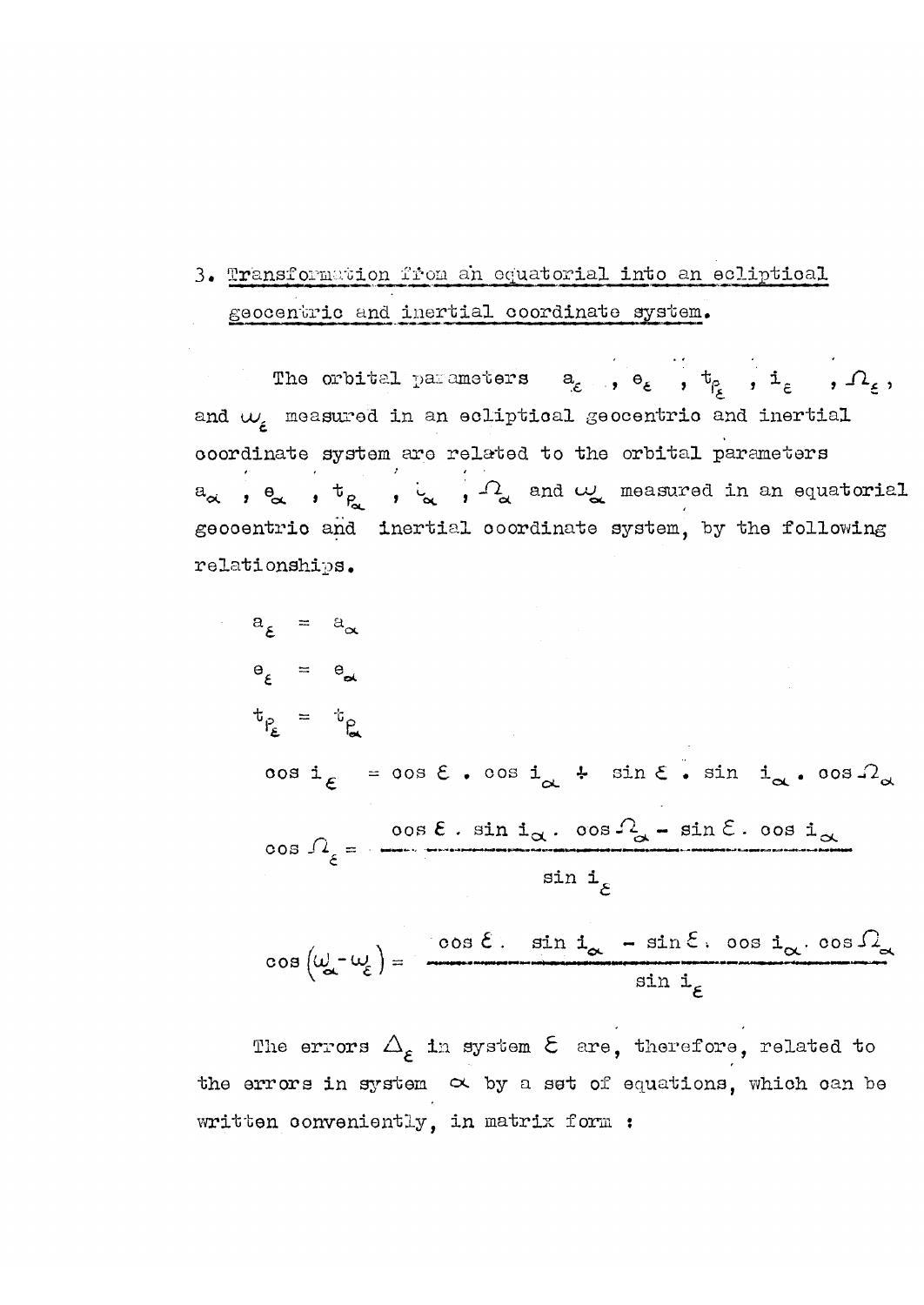## 3. Transformation from an equatorial into an ecliptical geocentric and inertial coordinate system.

The orbital parameters $a_{\varepsilon}$, $e_{\varepsilon}$, $t_{P_{\varepsilon}}$, $i_{\varepsilon}$, $\Omega_{\varepsilon}$, and $\omega_{\varepsilon}$ measured in an ecliptical geocentric and inertial coordinate system are related to the orbital parameters $a_{\alpha}$, $e_{\alpha}$, $t_{P_{\alpha}}$, $i_{\alpha}$, $\Omega_{\alpha}$ and $\omega_{\alpha}$ measured in an equatorial geocentric and inertial coordinate system, by the following relationships.

$$a_{\varepsilon} = a_{\alpha}$$

$$e_{\varepsilon} = e_{\alpha}$$

$$t_{P_{\varepsilon}} = t_{P_{\alpha}}$$

$$\cos i_{\varepsilon} = \cos \varepsilon \cdot \cos i_{\alpha} + \sin \varepsilon \cdot \sin i_{\alpha} \cdot \cos \Omega_{\alpha}$$

$$\cos \Omega_{\varepsilon} = \frac{\cos \varepsilon \cdot \sin i_{\alpha} \cdot \cos \Omega_{\alpha} - \sin \varepsilon \cdot \cos i_{\alpha}}{\sin i_{\varepsilon}}$$

$$\cos \left(\omega_{\alpha} - \omega_{\varepsilon}\right) = \frac{\cos \varepsilon \cdot \sin i_{\alpha} - \sin \varepsilon \cdot \cos i_{\alpha} \cdot \cos \Omega_{\alpha}}{\sin i_{\varepsilon}}$$

The errors $\Delta_{\varepsilon}$ in system $\varepsilon$ are, therefore, related to the errors in system $\alpha$ by a set of equations, which can be written conveniently, in matrix form :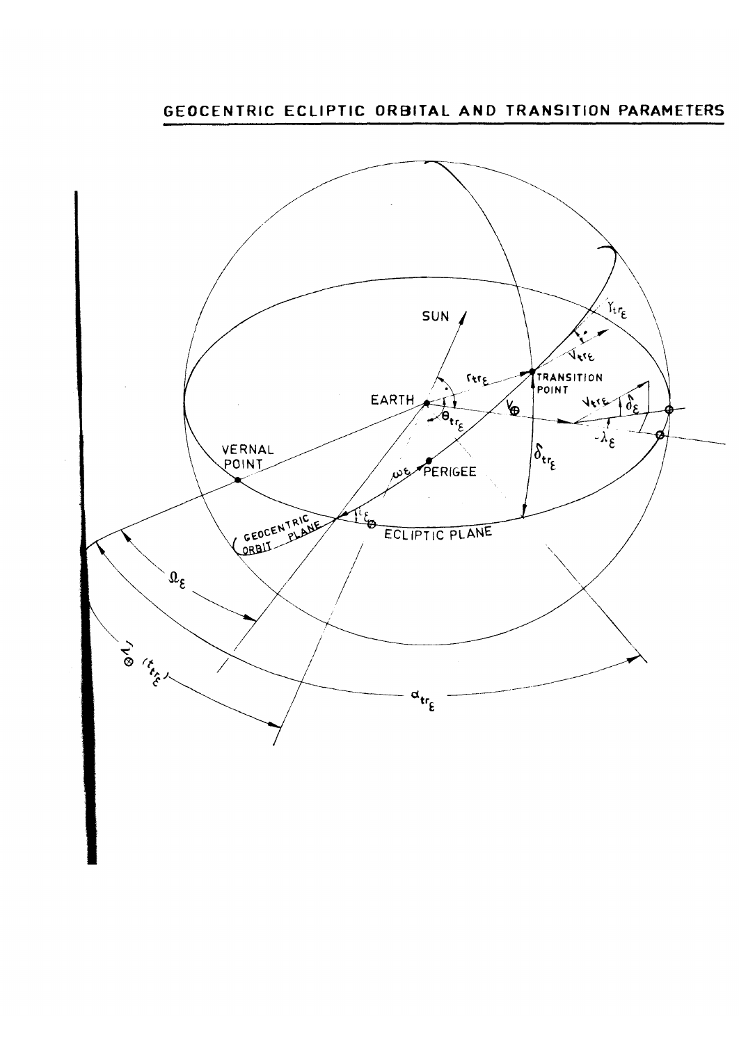# GEOCENTRIC ECLIPTIC ORBITAL AND TRANSITION PARAMETERS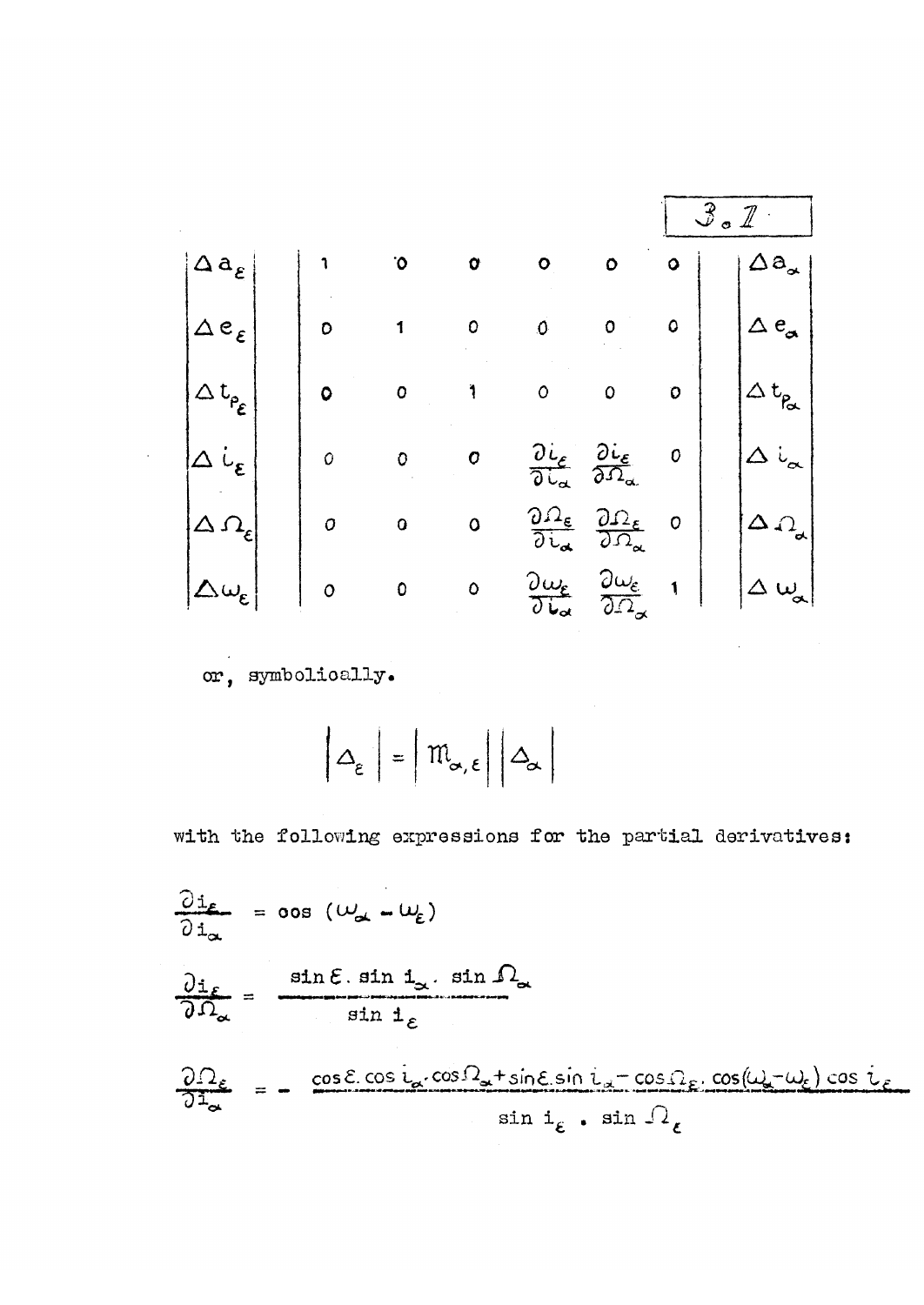$$
\begin{vmatrix} \Delta a_\varepsilon \\ \Delta e_\varepsilon \\ \Delta t_{p_\varepsilon} \\ \Delta i_\varepsilon \\ \Delta \Omega_\varepsilon \\ \Delta \omega_\varepsilon \end{vmatrix}
=
\begin{vmatrix}
1 & 0 & 0 & 0 & 0 & 0 \\
0 & 1 & 0 & 0 & 0 & 0 \\
0 & 0 & 1 & 0 & 0 & 0 \\
0 & 0 & 0 & \frac{\partial i_\varepsilon}{\partial i_\alpha} & \frac{\partial i_\varepsilon}{\partial \Omega_\alpha} & 0 \\
0 & 0 & 0 & \frac{\partial \Omega_\varepsilon}{\partial i_\alpha} & \frac{\partial \Omega_\varepsilon}{\partial \Omega_\alpha} & 0 \\
0 & 0 & 0 & \frac{\partial \omega_\varepsilon}{\partial i_\alpha} & \frac{\partial \omega_\varepsilon}{\partial \Omega_\alpha} & 1
\end{vmatrix}
\begin{vmatrix} \Delta a_\alpha \\ \Delta e_\alpha \\ \Delta t_{p_\alpha} \\ \Delta i_\alpha \\ \Delta \Omega_\alpha \\ \Delta \omega_\alpha \end{vmatrix}
\qquad 3.1
$$

or, symbolically.

$$
\left| \Delta_\varepsilon \right| = \left| \mathfrak{M}_{\alpha,\varepsilon} \right| \left| \Delta_\alpha \right|
$$

with the following expressions for the partial derivatives:

$$
\frac{\partial i_\varepsilon}{\partial i_\alpha} = \cos(\omega_\alpha - \omega_\varepsilon)
$$

$$
\frac{\partial i_\varepsilon}{\partial \Omega_\alpha} = \frac{\sin \varepsilon . \sin i_\alpha . \sin \Omega_\alpha}{\sin i_\varepsilon}
$$

$$
\frac{\partial \Omega_\varepsilon}{\partial i_\alpha} = - \frac{\cos \varepsilon . \cos i_\alpha . \cos \Omega_\alpha + \sin \varepsilon . \sin i_\alpha - \cos \Omega_\varepsilon . \cos(\omega_\alpha - \omega_\varepsilon) \cos i_\varepsilon}{\sin i_\varepsilon . \sin \Omega_\varepsilon}
$$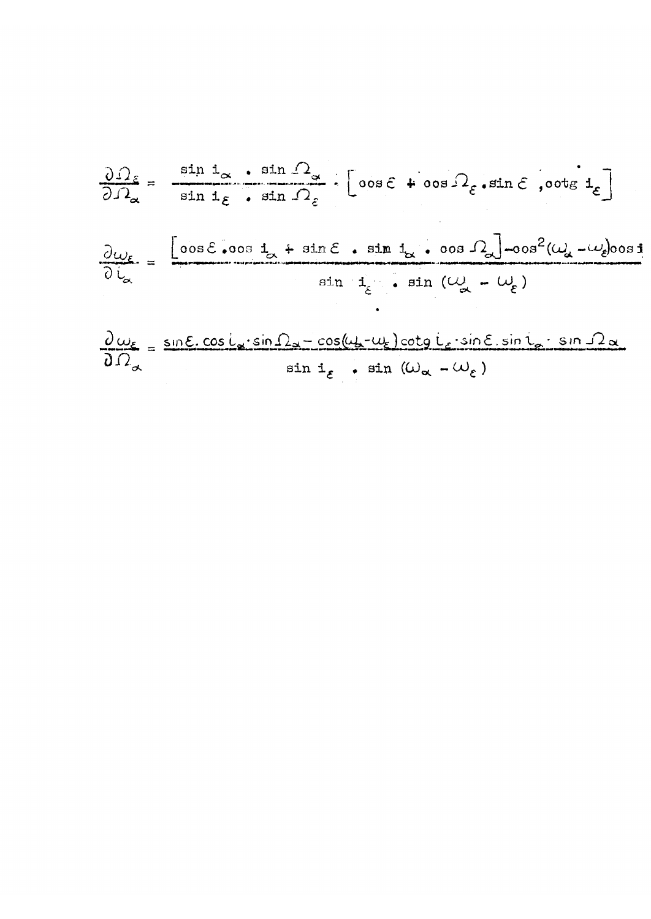$$\frac{\partial \Omega_\varepsilon}{\partial \Omega_\alpha} = \frac{\sin i_\alpha \cdot \sin \Omega_\alpha}{\sin i_\varepsilon \cdot \sin \Omega_\varepsilon} \cdot \left[ \cos \varepsilon + \cos \Omega_\varepsilon \cdot \sin \varepsilon \cdot \cot i_\varepsilon \right]$$

$$\frac{\partial \omega_\varepsilon}{\partial i_\alpha} = \frac{\left[ \cos \varepsilon \cdot \cos i_\alpha + \sin \varepsilon \cdot \sin i_\alpha \cdot \cos \Omega_\alpha \right] - \cos^2 (\omega_\alpha - \omega_\varepsilon) \cos i}{\sin i_\varepsilon \cdot \sin (\omega_\alpha - \omega_\varepsilon)}$$

$$\frac{\partial \omega_\varepsilon}{\partial \Omega_\alpha} = \frac{\sin \varepsilon \cdot \cos i_\alpha \cdot \sin \Omega_\alpha - \cos(\omega_\alpha - \omega_\varepsilon) \cot i_\varepsilon \cdot \sin \varepsilon \cdot \sin i_\alpha \cdot \sin \Omega_\alpha}{\sin i_\varepsilon \cdot \sin (\omega_\alpha - \omega_\varepsilon)}$$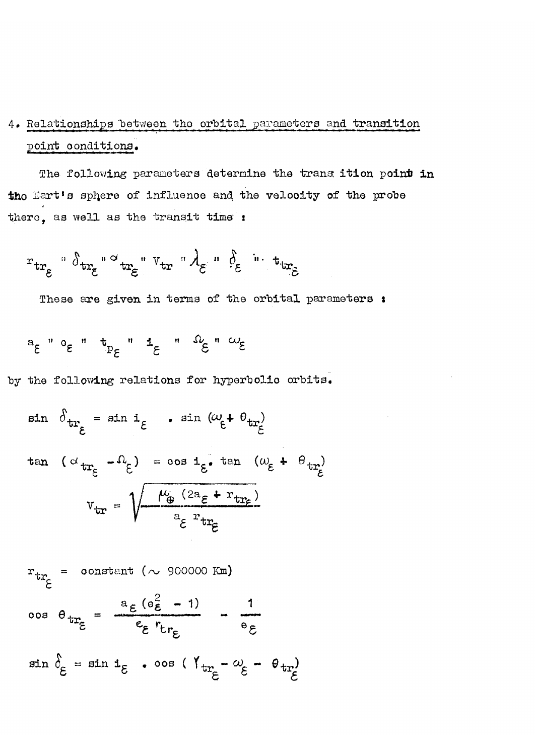## 4. Relationships between the orbital parameters and transition point conditions.

The following parameters determine the transition point in the Eart's sphere of influence and the velocity of the probe there, as well as the transit time :

$$r_{tr_\varepsilon} \text{ " } \delta_{tr_\varepsilon} \text{ " } \alpha_{tr_\varepsilon} \text{ " } V_{tr} \text{ " } \lambda_\varepsilon \text{ " } \delta_\varepsilon \text{ " } t_{tr_\varepsilon}$$

These are given in terms of the orbital parameters :

$$a_\varepsilon \text{ " } e_\varepsilon \text{ " } t_{p_\varepsilon} \text{ " } i_\varepsilon \text{ " } \Omega_\varepsilon \text{ " } \omega_\varepsilon$$

by the following relations for hyperbolic orbits.

$$\sin \delta_{tr_\varepsilon} = \sin i_\varepsilon \cdot \sin (\omega_\varepsilon + \theta_{tr_\varepsilon})$$

$$\tan (\alpha_{tr_\varepsilon} - \Omega_\varepsilon) = \cos i_\varepsilon \cdot \tan (\omega_\varepsilon + \theta_{tr_\varepsilon})$$

$$V_{tr} = \sqrt{\frac{\mu_\oplus (2a_\varepsilon + r_{tr_\varepsilon})}{a_\varepsilon \, r_{tr_\varepsilon}}}$$

$$r_{tr_\varepsilon} = \text{constant } (\sim 900000 \text{ Km})$$

$$\cos \theta_{tr_\varepsilon} = \frac{a_\varepsilon (e_\varepsilon^2 - 1)}{e_\varepsilon \, r_{tr_\varepsilon}} - \frac{1}{e_\varepsilon}$$

$$\sin \delta_\varepsilon = \sin i_\varepsilon \cdot \cos (\Upsilon_{tr_\varepsilon} - \omega_\varepsilon - \theta_{tr_\varepsilon})$$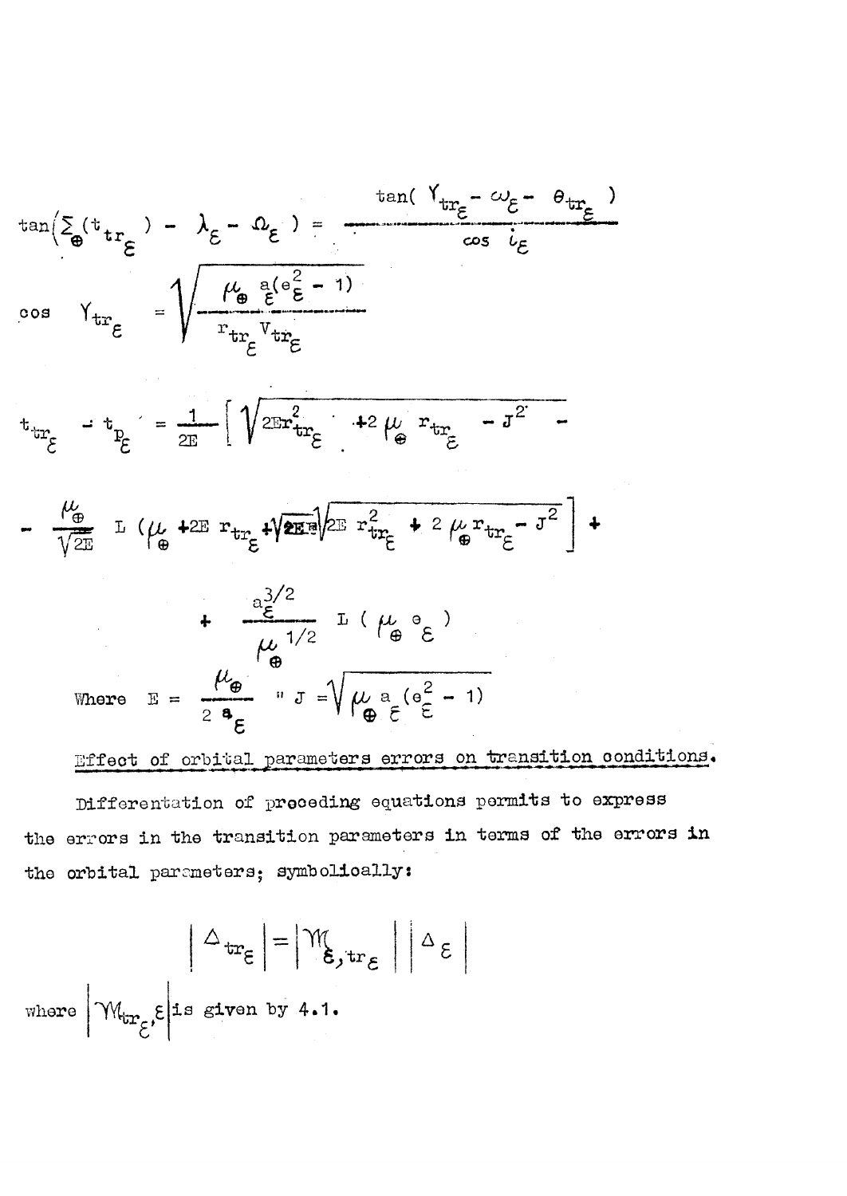$$\tan\left(\Sigma_{\oplus}(t_{tr_\varepsilon}) - \lambda_\varepsilon - \Omega_\varepsilon\right) = \frac{\tan(\Upsilon_{tr_\varepsilon} - \omega_\varepsilon - \theta_{tr_\varepsilon})}{\cos i_\varepsilon}$$

$$\cos \Upsilon_{tr_\varepsilon} = \sqrt{\frac{\mu_\oplus a_\varepsilon(e_\varepsilon^2 - 1)}{r_{tr_\varepsilon} V_{tr_\varepsilon}}}$$

$$t_{tr_\varepsilon} - t_{p_\varepsilon} = \frac{1}{2E}\left[\sqrt{2Er_{tr_\varepsilon}^2 + 2\mu_\oplus r_{tr_\varepsilon} - J^2} - \right.$$

$$\left. - \frac{\mu_\oplus}{\sqrt{2E}} L\left(\mu_\oplus + 2E\, r_{tr_\varepsilon} + \sqrt{2E}\sqrt{2E\, r_{tr_\varepsilon}^2 + 2\mu_\oplus r_{tr_\varepsilon} - J^2}\right)\right] +$$

$$+ \frac{a_\varepsilon^{3/2}}{\mu_\oplus^{1/2}} L(\mu_\oplus e_\varepsilon)$$

Where $E = \dfrac{\mu_\oplus}{2a_\varepsilon}$ " $J = \sqrt{\mu_\oplus a_\varepsilon(e_\varepsilon^2 - 1)}$

## Effect of orbital parameters errors on transition conditions.

Differentation of preceding equations permits to express the errors in the transition parameters in terms of the errors in the orbital parameters; symbolically:

$$\left|\Delta_{tr_\varepsilon}\right| = \left|\mathcal{M}_{\varepsilon, tr_\varepsilon}\right| \left|\Delta_\varepsilon\right|$$

where $\left|\mathcal{M}_{tr_\varepsilon, \varepsilon}\right|$ is given by 4.1.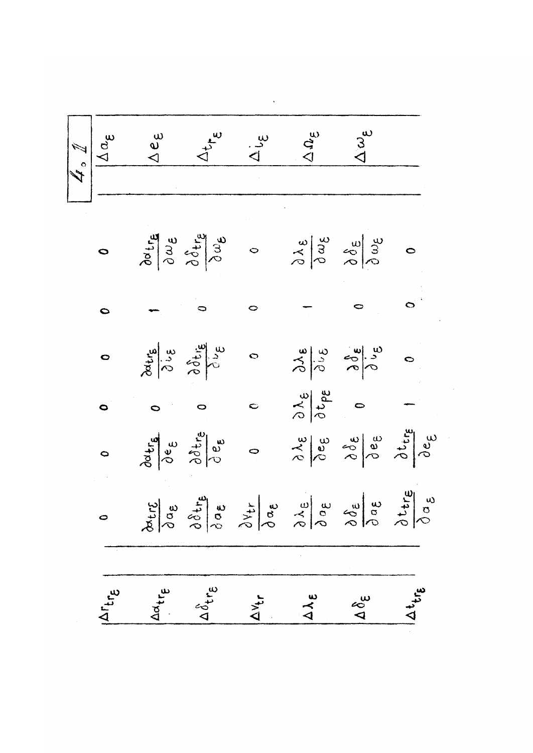$$
\begin{pmatrix}
\Delta r_{tr\varepsilon} \\
\Delta \alpha_{tr\varepsilon} \\
\Delta \delta_{tr\varepsilon} \\
\Delta V_{tr} \\
\Delta \lambda_{\varepsilon} \\
\Delta \delta_{\varepsilon} \\
\Delta t_{tr\varepsilon}
\end{pmatrix}
=
\begin{pmatrix}
0 & 0 & 0 & 0 & 0 & 0 \\
\frac{\partial \alpha_{tr\varepsilon}}{\partial a_{\varepsilon}} & \frac{\partial \alpha_{tr\varepsilon}}{\partial e_{\varepsilon}} & 0 & \frac{\partial \alpha_{tr\varepsilon}}{\partial i_{\varepsilon}} & 1 & \frac{\partial \alpha_{tr\varepsilon}}{\partial \omega_{\varepsilon}} \\
\frac{\partial \delta_{tr\varepsilon}}{\partial a_{\varepsilon}} & \frac{\partial \delta_{tr\varepsilon}}{\partial e_{\varepsilon}} & 0 & \frac{\partial \delta_{tr\varepsilon}}{\partial i_{\varepsilon}} & 0 & \frac{\partial \delta_{tr\varepsilon}}{\partial \omega_{\varepsilon}} \\
\frac{\partial V_{tr}}{\partial a_{\varepsilon}} & 0 & 0 & 0 & 0 & 0 \\
\frac{\partial \lambda_{\varepsilon}}{\partial a_{\varepsilon}} & \frac{\partial \lambda_{\varepsilon}}{\partial e_{\varepsilon}} & \frac{\partial \lambda_{\varepsilon}}{\partial t_{p\varepsilon}} & \frac{\partial \lambda_{\varepsilon}}{\partial i_{\varepsilon}} & 1 & \frac{\partial \lambda_{\varepsilon}}{\partial \omega_{\varepsilon}} \\
\frac{\partial \delta_{\varepsilon}}{\partial a_{\varepsilon}} & \frac{\partial \delta_{\varepsilon}}{\partial e_{\varepsilon}} & 0 & \frac{\partial \delta_{\varepsilon}}{\partial i_{\varepsilon}} & 0 & \frac{\partial \delta_{\varepsilon}}{\partial \omega_{\varepsilon}} \\
\frac{\partial t_{tr\varepsilon}}{\partial a_{\varepsilon}} & \frac{\partial t_{tr\varepsilon}}{\partial e_{\varepsilon}} & 1 & 0 & 0 & 0
\end{pmatrix}
\begin{pmatrix}
\Delta a_{\varepsilon} \\
\Delta e_{\varepsilon} \\
\Delta t_{\pi\varepsilon} \\
\Delta i_{\varepsilon} \\
\Delta \Omega_{\varepsilon} \\
\Delta \omega_{\varepsilon}
\end{pmatrix}
\qquad (4.1)
$$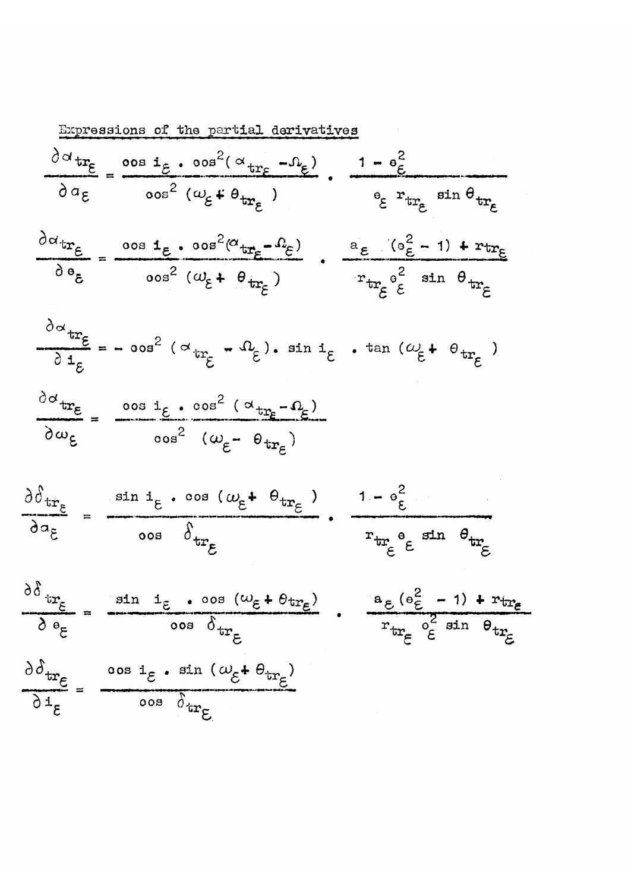Expressions of the partial derivatives

$$\frac{\partial \alpha_{tr_\varepsilon}}{\partial a_\varepsilon} = \frac{\cos i_\varepsilon \cdot \cos^2(\alpha_{tr_\varepsilon} - \Omega_\varepsilon)}{\cos^2(\omega_\varepsilon + \theta_{tr_\varepsilon})} \cdot \frac{1 - e_\varepsilon^2}{e_\varepsilon \, r_{tr_\varepsilon} \sin \theta_{tr_\varepsilon}}$$

$$\frac{\partial \alpha_{tr_\varepsilon}}{\partial e_\varepsilon} = \frac{\cos i_\varepsilon \cdot \cos^2(\alpha_{tr_\varepsilon} - \Omega_\varepsilon)}{\cos^2(\omega_\varepsilon + \theta_{tr_\varepsilon})} \cdot \frac{a_\varepsilon (e_\varepsilon^2 - 1) + r_{tr_\varepsilon}}{r_{tr_\varepsilon} e_\varepsilon^2 \sin \theta_{tr_\varepsilon}}$$

$$\frac{\partial \alpha_{tr_\varepsilon}}{\partial i_\varepsilon} = - \cos^2(\alpha_{tr_\varepsilon} - \Omega_\varepsilon) \cdot \sin i_\varepsilon \cdot \tan(\omega_\varepsilon + \theta_{tr_\varepsilon})$$

$$\frac{\partial \alpha_{tr_\varepsilon}}{\partial \omega_\varepsilon} = \frac{\cos i_\varepsilon \cdot \cos^2(\alpha_{tr_\varepsilon} - \Omega_\varepsilon)}{\cos^2(\omega_\varepsilon - \theta_{tr_\varepsilon})}$$

$$\frac{\partial \delta_{tr_\varepsilon}}{\partial a_\varepsilon} = \frac{\sin i_\varepsilon \cdot \cos(\omega_\varepsilon + \theta_{tr_\varepsilon})}{\cos \delta_{tr_\varepsilon}} \cdot \frac{1 - e_\varepsilon^2}{r_{tr_\varepsilon} e_\varepsilon \sin \theta_{tr_\varepsilon}}$$

$$\frac{\partial \delta_{tr_\varepsilon}}{\partial e_\varepsilon} = \frac{\sin i_\varepsilon \cdot \cos(\omega_\varepsilon + \theta_{tr_\varepsilon})}{\cos \delta_{tr_\varepsilon}} \cdot \frac{a_\varepsilon (e_\varepsilon^2 - 1) + r_{tr_\varepsilon}}{r_{tr_\varepsilon} e_\varepsilon^2 \sin \theta_{tr_\varepsilon}}$$

$$\frac{\partial \delta_{tr_\varepsilon}}{\partial i_\varepsilon} = \frac{\cos i_\varepsilon \cdot \sin(\omega_\varepsilon + \theta_{tr_\varepsilon})}{\cos \delta_{tr_\varepsilon}}$$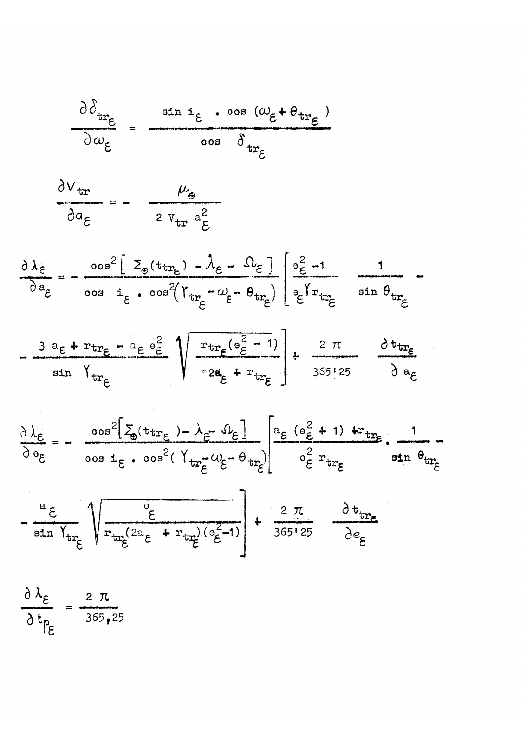$$\frac{\partial \delta_{tr_\varepsilon}}{\partial \omega_\varepsilon} = \frac{\sin i_\varepsilon \cdot \cos (\omega_\varepsilon + \theta_{tr_\varepsilon})}{\cos \delta_{tr_\varepsilon}}$$

$$\frac{\partial V_{tr}}{\partial a_\varepsilon} = - \frac{\mu_\oplus}{2 V_{tr} a_\varepsilon^2}$$

$$\frac{\partial \lambda_\varepsilon}{\partial a_\varepsilon} = - \frac{\cos^2 [ \Sigma_\oplus (t_{tr_\varepsilon}) - \lambda_\varepsilon - \Omega_\varepsilon ]}{\cos i_\varepsilon \cdot \cos^2 (\Upsilon_{tr_\varepsilon} - \omega_\varepsilon - \theta_{tr_\varepsilon})} \left[ \frac{e_\varepsilon^2 - 1}{e_\varepsilon \Upsilon r_{tr_\varepsilon}} \quad \frac{1}{\sin \theta_{tr_\varepsilon}} - \right.$$

$$\left. - \frac{3 a_\varepsilon + r_{tr_\varepsilon} - a_\varepsilon e_\varepsilon^2}{\sin \Upsilon_{tr_\varepsilon}} \sqrt{\frac{r_{tr_\varepsilon} (e_\varepsilon^2 - 1)}{2 a_\varepsilon + r_{tr_\varepsilon}}} \right] + \frac{2 \pi}{365'25} \quad \frac{\partial t_{tr_\varepsilon}}{\partial a_\varepsilon}$$

$$\frac{\partial \lambda_\varepsilon}{\partial e_\varepsilon} = - \frac{\cos^2 [ \Sigma_\oplus (t_{tr_\varepsilon}) - \lambda_\varepsilon - \Omega_\varepsilon ]}{\cos i_\varepsilon \cdot \cos^2 (\Upsilon_{tr_\varepsilon} - \omega_\varepsilon - \theta_{tr_\varepsilon})} \left[ \frac{a_\varepsilon (e_\varepsilon^2 + 1) + r_{tr_\varepsilon}}{e_\varepsilon^2 r_{tr_\varepsilon}} \cdot \frac{1}{\sin \theta_{tr_\varepsilon}} - \right.$$

$$\left. - \frac{a_\varepsilon}{\sin \Upsilon_{tr_\varepsilon}} \sqrt{\frac{e_\varepsilon}{r_{tr_\varepsilon} (2 a_\varepsilon + r_{tr_\varepsilon}) (e_\varepsilon^2 - 1)}} \right] + \frac{2 \pi}{365'25} \quad \frac{\partial t_{tr_\varepsilon}}{\partial e_\varepsilon}$$

$$\frac{\partial \lambda_\varepsilon}{\partial t_{p_\varepsilon}} = \frac{2 \pi}{365,25}$$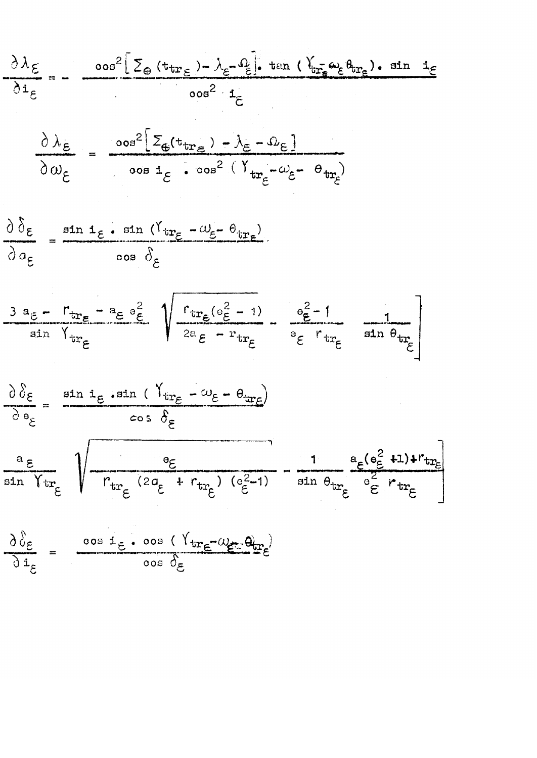$$\frac{\partial \lambda_\varepsilon}{\partial i_\varepsilon} = - \frac{\cos^2\left[\Sigma_\oplus (t_{tr_\varepsilon}) - \lambda_\varepsilon - \Omega_\varepsilon\right] . \tan(\Upsilon_{tr_\varepsilon} - \omega_\varepsilon \theta_{tr_\varepsilon}) . \sin i_\varepsilon}{\cos^2 i_\varepsilon}$$

$$\frac{\partial \lambda_\varepsilon}{\partial \omega_\varepsilon} = \frac{\cos^2\left[\Sigma_\oplus (t_{tr_\varepsilon}) - \lambda_\varepsilon - \Omega_\varepsilon\right]}{\cos i_\varepsilon . \cos^2(\Upsilon_{tr_\varepsilon} - \omega_\varepsilon - \theta_{tr_\varepsilon})}$$

$$\frac{\partial \delta_\varepsilon}{\partial a_\varepsilon} = \frac{\sin i_\varepsilon . \sin(\Upsilon_{tr_\varepsilon} - \omega_\varepsilon - \theta_{tr_\varepsilon})}{\cos \delta_\varepsilon}$$

$$\frac{3 a_\varepsilon - r_{tr_\varepsilon} - a_\varepsilon e_\varepsilon^2}{\sin \Upsilon_{tr_\varepsilon}} \left. \sqrt{\frac{r_{tr_\varepsilon}(e_\varepsilon^2 - 1)}{2a_\varepsilon - r_{tr_\varepsilon}}} - \frac{e_\varepsilon^2 - 1}{e_\varepsilon \; r_{tr_\varepsilon}} \; \frac{1}{\sin \theta_{tr_\varepsilon}} \right]$$

$$\frac{\partial \delta_\varepsilon}{\partial e_\varepsilon} = \frac{\sin i_\varepsilon . \sin(\Upsilon_{tr_\varepsilon} - \omega_\varepsilon - \theta_{tr_\varepsilon})}{\cos \delta_\varepsilon}$$

$$\frac{a_\varepsilon}{\sin \Upsilon_{tr_\varepsilon}} \left. \sqrt{\frac{e_\varepsilon}{r_{tr_\varepsilon}(2a_\varepsilon + r_{tr_\varepsilon})(e_\varepsilon^2 - 1)}} - \frac{1}{\sin \theta_{tr_\varepsilon}} \; \frac{a_\varepsilon(e_\varepsilon^2 + 1) + r_{tr_\varepsilon}}{e_\varepsilon^2 \; r_{tr_\varepsilon}} \right]$$

$$\frac{\partial \delta_\varepsilon}{\partial i_\varepsilon} = \frac{\cos i_\varepsilon . \cos(\Upsilon_{tr_\varepsilon} - \omega_\varepsilon - \theta_{tr_\varepsilon})}{\cos \delta_\varepsilon}$$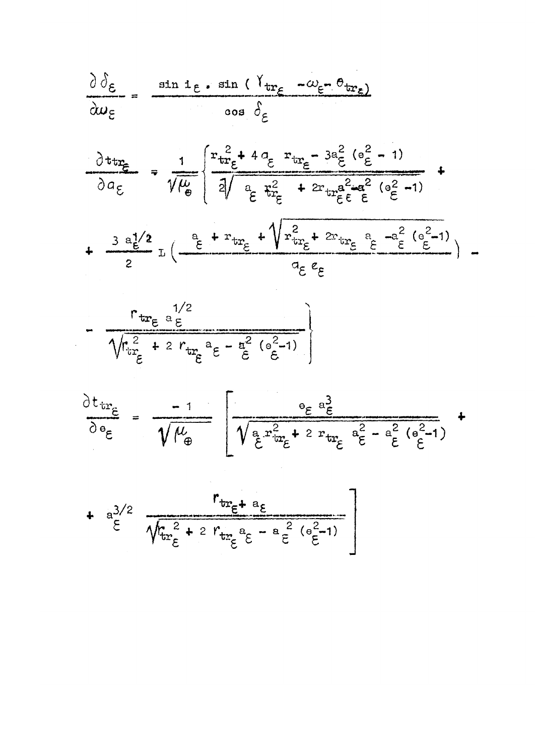$$\frac{\partial \delta_\varepsilon}{\partial \omega_\varepsilon} = \frac{\sin i_\varepsilon \cdot \sin(\gamma_{tr_\varepsilon} - \omega_\varepsilon - \theta_{tr_\varepsilon})}{\cos \delta_\varepsilon}$$

$$\frac{\partial t_{tr_\varepsilon}}{\partial a_\varepsilon} = \frac{1}{\sqrt{\mu_\oplus}} \left\{ \frac{r_{tr_\varepsilon}^2 + 4 a_\varepsilon r_{tr_\varepsilon} - 3a_\varepsilon^2 (e_\varepsilon^2 - 1)}{2\sqrt{a_\varepsilon r_{tr_\varepsilon}^2 + 2r_{tr_\varepsilon} a_\varepsilon^2 - a_\varepsilon^2 (e_\varepsilon^2 - 1)}} + \right.$$

$$+ \frac{3 a_\varepsilon^{1/2}}{2} L \left( \frac{a_\varepsilon + r_{tr_\varepsilon} + \sqrt{r_{tr_\varepsilon}^2 + 2r_{tr_\varepsilon} a_\varepsilon - a_\varepsilon^2 (e_\varepsilon^2 - 1)}}{a_\varepsilon e_\varepsilon} \right) -$$

$$\left. - \frac{r_{tr_\varepsilon} a_\varepsilon^{1/2}}{\sqrt{r_{tr_\varepsilon}^2 + 2 r_{tr_\varepsilon} a_\varepsilon - a_\varepsilon^2 (e_\varepsilon^2 - 1)}} \right\}$$

$$\frac{\partial t_{tr_\varepsilon}}{\partial e_\varepsilon} = \frac{-1}{\sqrt{\mu_\oplus}} \left[ \frac{e_\varepsilon a_\varepsilon^3}{\sqrt{a_\varepsilon r_{tr_\varepsilon}^2 + 2 r_{tr_\varepsilon} a_\varepsilon^2 - a_\varepsilon^2 (e_\varepsilon^2 - 1)}} + \right.$$

$$\left. + a_\varepsilon^{3/2} \frac{r_{tr_\varepsilon} + a_\varepsilon}{\sqrt{r_{tr_\varepsilon}^2 + 2 r_{tr_\varepsilon} a_\varepsilon - a_\varepsilon^2 (e_\varepsilon^2 - 1)}} \right]$$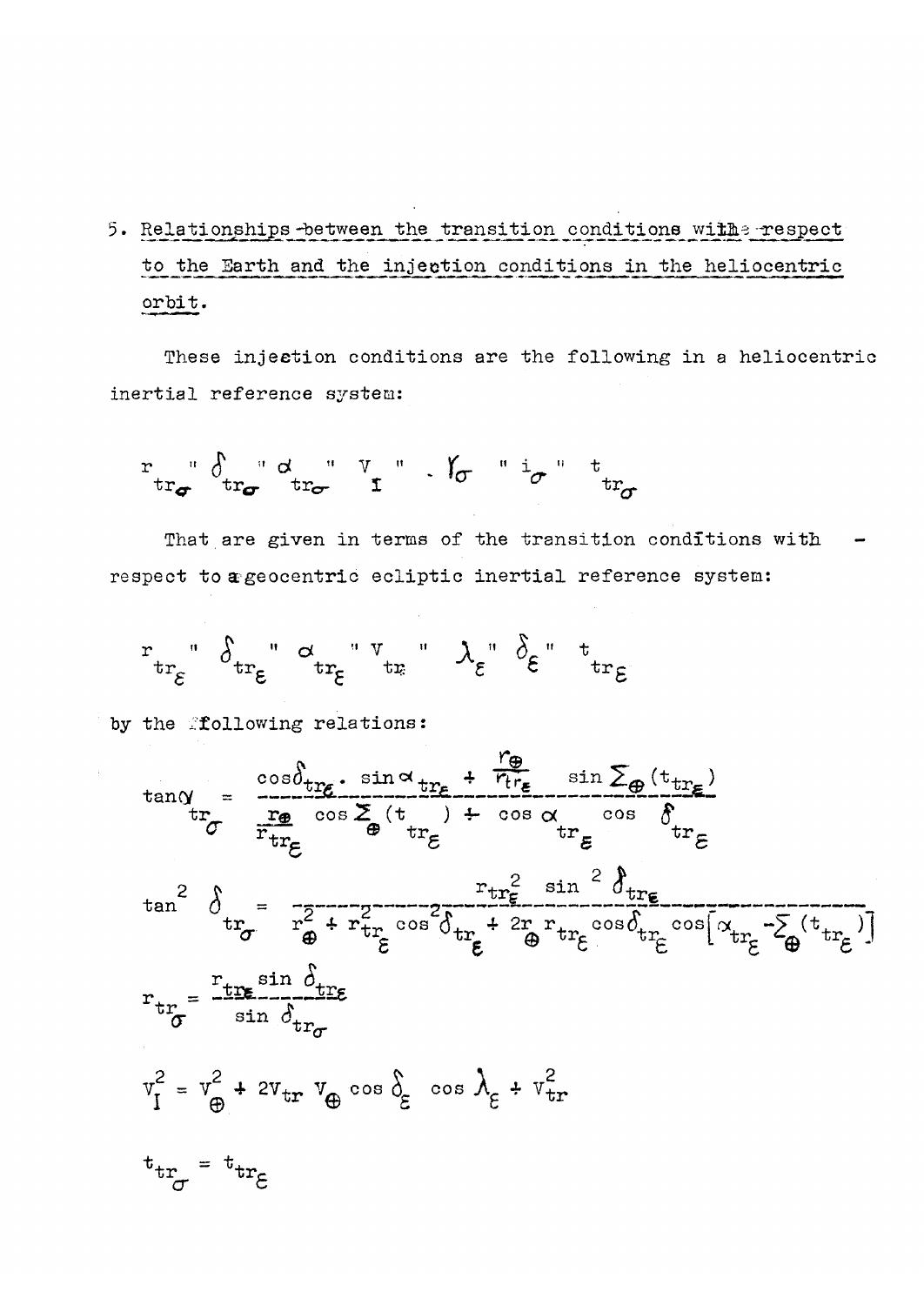5. Relationships between the transition conditions with respect to the Earth and the injection conditions in the heliocentric orbit.

These injection conditions are the following in a heliocentric inertial reference system:

$$r_{tr_\sigma} \text{ " } \delta_{tr_\sigma} \text{ " } \alpha_{tr_\sigma} \text{ " } V_I \text{ " } . \gamma_\sigma \text{ " } i_\sigma \text{ " } t_{tr_\sigma}$$

That are given in terms of the transition conditions with respect to a geocentric ecliptic inertial reference system:

$$r_{tr_\varepsilon} \text{ " } \delta_{tr_\varepsilon} \text{ " } \alpha_{tr_\varepsilon} \text{ " } V_{tr} \text{ " } \lambda_\varepsilon \text{ " } \delta_\varepsilon \text{ " } t_{tr_\varepsilon}$$

by the following relations:

$$\tan \alpha_{tr_\sigma} = \frac{\cos \delta_{tr_\varepsilon} \cdot \sin \alpha_{tr_\varepsilon} + \frac{r_\oplus}{r_{tr_\varepsilon}} \sin \Sigma_\oplus (t_{tr_\varepsilon})}{\frac{r_\oplus}{r_{tr_\varepsilon}} \cos \Sigma_\oplus (t_{tr_\varepsilon}) + \cos \alpha_{tr_\varepsilon} \cos \delta_{tr_\varepsilon}}$$

$$\tan^2 \delta_{tr_\sigma} = \frac{r_{tr_\varepsilon}^2 \sin^2 \delta_{tr_\varepsilon}}{r_\oplus^2 + r_{tr_\varepsilon}^2 \cos^2 \delta_{tr_\varepsilon} + 2 r_\oplus r_{tr_\varepsilon} \cos \delta_{tr_\varepsilon} \cos \left[ \alpha_{tr_\varepsilon} - \Sigma_\oplus (t_{tr_\varepsilon}) \right]}$$

$$r_{tr_\sigma} = \frac{r_{tr_\varepsilon} \sin \delta_{tr_\varepsilon}}{\sin \delta_{tr_\sigma}}$$

$$V_I^2 = V_\oplus^2 + 2 V_{tr} V_\oplus \cos \delta_\varepsilon \cos \lambda_\varepsilon + V_{tr}^2$$

$$t_{tr_\sigma} = t_{tr_\varepsilon}$$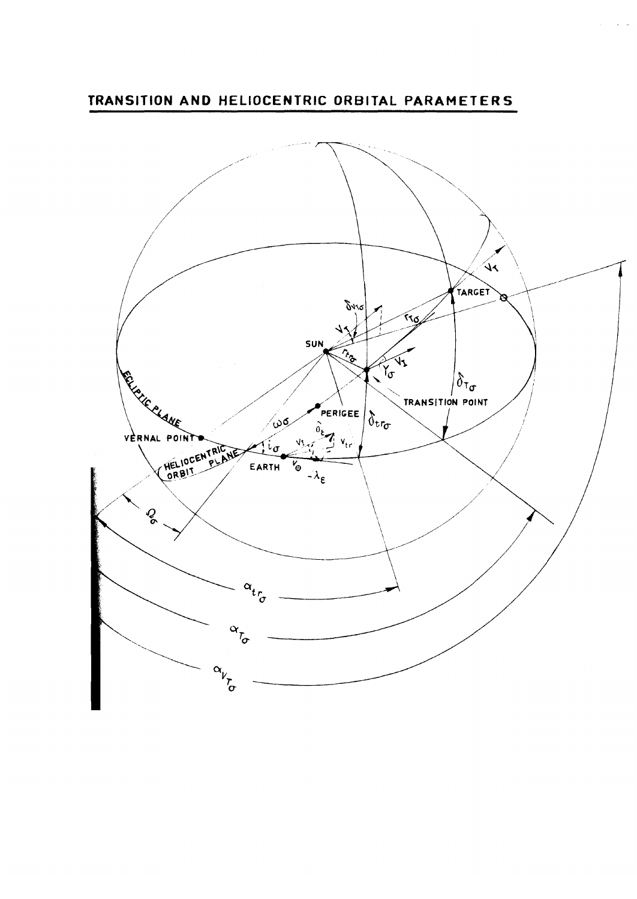## TRANSITION AND HELIOCENTRIC ORBITAL PARAMETERS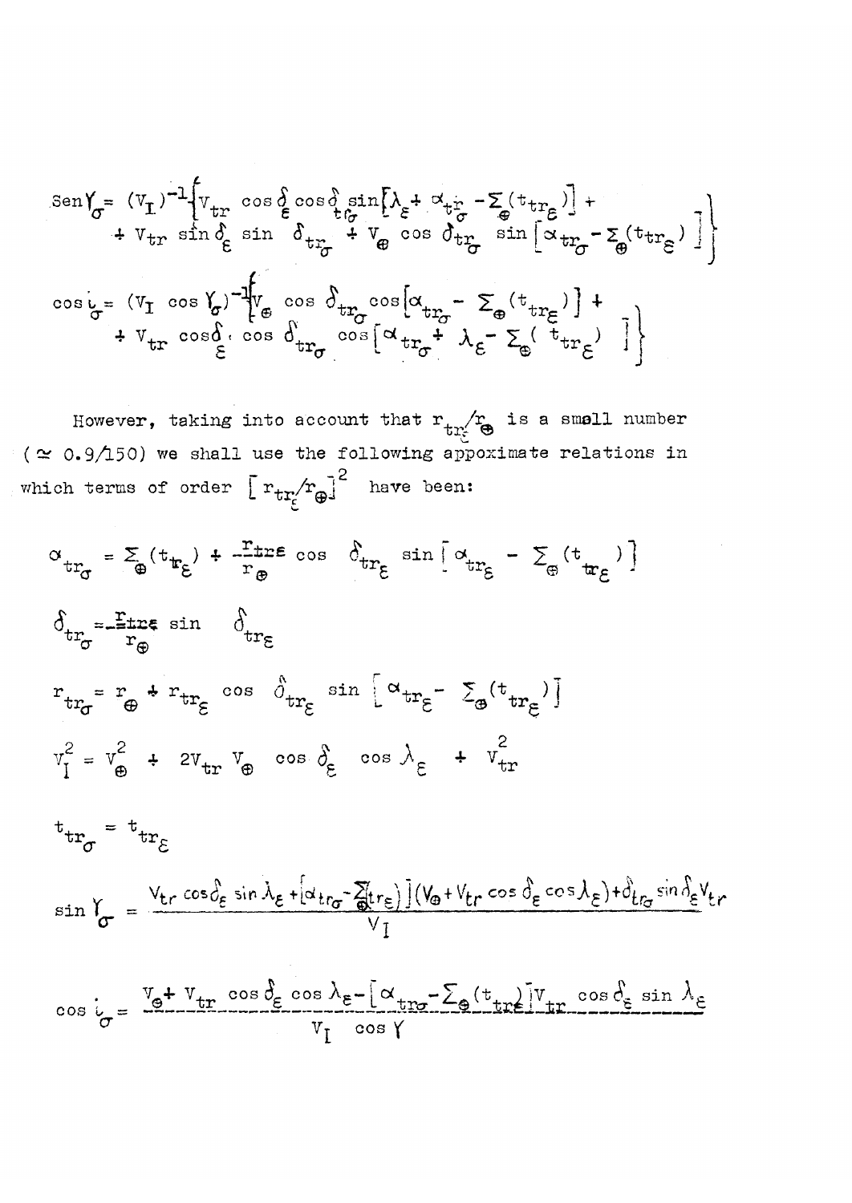$$\text{Sen}\,\gamma_\sigma = (V_I)^{-1}\Big\{ V_{tr}\cos\delta_\varepsilon\cos\delta_{tr_\sigma}\sin\left[\lambda_\varepsilon + \alpha_{tr_\sigma} - \Sigma_\oplus(t_{tr_\varepsilon})\right] + $$
$$+ V_{tr}\sin\delta_\varepsilon\sin\delta_{tr_\sigma} + V_\oplus\cos\delta_{tr_\sigma}\sin\left[\alpha_{tr_\sigma} - \Sigma_\oplus(t_{tr_\varepsilon})\right]\Big\}$$

$$\cos i_\sigma = (V_I\cos\gamma_\sigma)^{-1}\Big\{ V_\oplus\cos\delta_{tr_\sigma}\cos\left[\alpha_{tr_\sigma} - \Sigma_\oplus(t_{tr_\varepsilon})\right] + $$
$$+ V_{tr}\cos\delta_\varepsilon\cos\delta_{tr_\sigma}\cos\left[\alpha_{tr_\sigma} + \lambda_\varepsilon - \Sigma_\oplus(t_{tr_\varepsilon})\right]\Big\}$$

However, taking into account that $r_{tr_\varepsilon}/r_\oplus$ is a small number ($\simeq 0.9/150$) we shall use the following appoximate relations in which terms of order $\left[r_{tr_\varepsilon}/r_\oplus\right]^2$ have been:

$$\alpha_{tr_\sigma} = \Sigma_\oplus(t_{tr_\varepsilon}) + \frac{r_{tr\varepsilon}}{r_\oplus}\cos\delta_{tr_\varepsilon}\sin\left[\alpha_{tr_\varepsilon} - \Sigma_\oplus(t_{tr_\varepsilon})\right]$$

$$\delta_{tr_\sigma} = \frac{r_{tr\varepsilon}}{r_\oplus}\sin\delta_{tr_\varepsilon}$$

$$r_{tr_\sigma} = r_\oplus + r_{tr_\varepsilon}\cos\delta_{tr_\varepsilon}\sin\left[\alpha_{tr_\varepsilon} - \Sigma_\oplus(t_{tr_\varepsilon})\right]$$

$$V_I^2 = V_\oplus^2 + 2V_{tr}V_\oplus\cos\delta_\varepsilon\cos\lambda_\varepsilon + V_{tr}^2$$

$$t_{tr_\sigma} = t_{tr_\varepsilon}$$

$$\sin\gamma_\sigma = \frac{V_{tr}\cos\delta_\varepsilon\sin\lambda_\varepsilon + \left[\alpha_{tr_\sigma} - \Sigma_\oplus(t_{r_\varepsilon})\right](V_\oplus + V_{tr}\cos\delta_\varepsilon\cos\lambda_\varepsilon) + \delta_{tr_\sigma}\sin\delta_\varepsilon V_{tr}}{V_I}$$

$$\cos i_\sigma = \frac{V_\oplus + V_{tr}\cos\delta_\varepsilon\cos\lambda_\varepsilon - \left[\alpha_{tr_\sigma} - \Sigma_\oplus(t_{tr_\varepsilon})\right]V_{tr}\cos\delta_\varepsilon\sin\lambda_\varepsilon}{V_I\cos\gamma}$$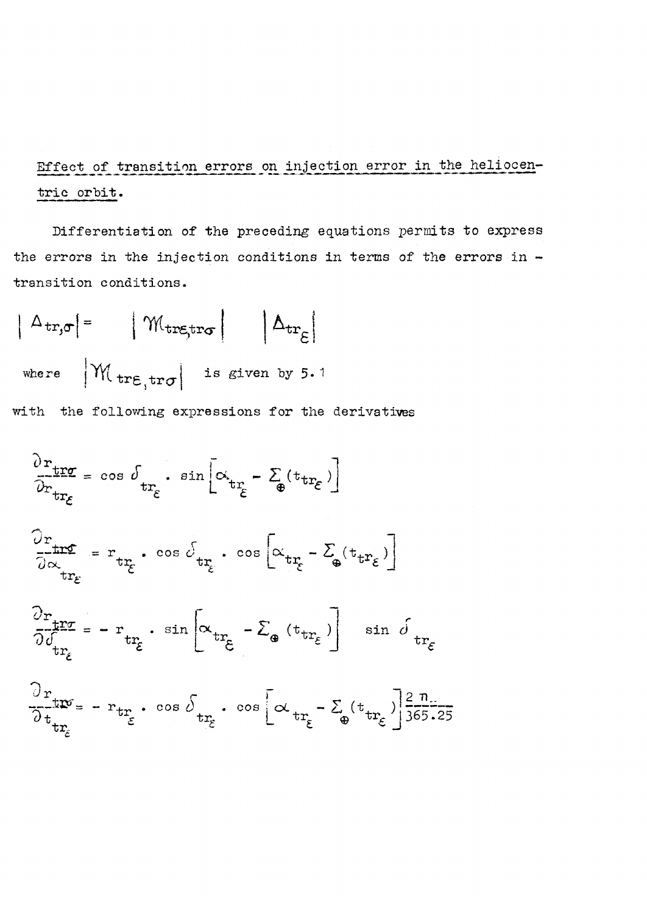Effect of transition errors on injection error in the heliocentric orbit.

Differentiation of the preceding equations permits to express the errors in the injection conditions in terms of the errors in transition conditions.

$$\left| \Delta_{tr,\sigma} \right| = \left| \mathcal{M}_{tr\varepsilon, tr\sigma} \right| \left| \Delta_{tr_\varepsilon} \right|$$

where $\left| \mathcal{M}_{tr\varepsilon, tr\sigma} \right|$ is given by 5.1

with the following expressions for the derivatives

$$\frac{\partial r_{tr\sigma}}{\partial r_{tr_\varepsilon}} = \cos \delta_{tr_\varepsilon} \cdot \sin \left[ \alpha_{tr_\varepsilon} - \Sigma_{\oplus}(t_{tr_\varepsilon}) \right]$$

$$\frac{\partial r_{tr\sigma}}{\partial \alpha_{tr_\varepsilon}} = r_{tr_\varepsilon} \cdot \cos \delta_{tr_\varepsilon} \cdot \cos \left[ \alpha_{tr_\varepsilon} - \Sigma_{\oplus}(t_{tr_\varepsilon}) \right]$$

$$\frac{\partial r_{tr\sigma}}{\partial \delta_{tr_\varepsilon}} = - r_{tr_\varepsilon} \cdot \sin \left[ \alpha_{tr_\varepsilon} - \Sigma_{\oplus}(t_{tr_\varepsilon}) \right] \quad \sin \delta_{tr_\varepsilon}$$

$$\frac{\partial r_{tr\sigma}}{\partial t_{tr_\varepsilon}} = - r_{tr_\varepsilon} \cdot \cos \delta_{tr_\varepsilon} \cdot \cos \left[ \alpha_{tr_\varepsilon} - \Sigma_{\oplus}(t_{tr_\varepsilon}) \right] \frac{2\pi}{365.25}$$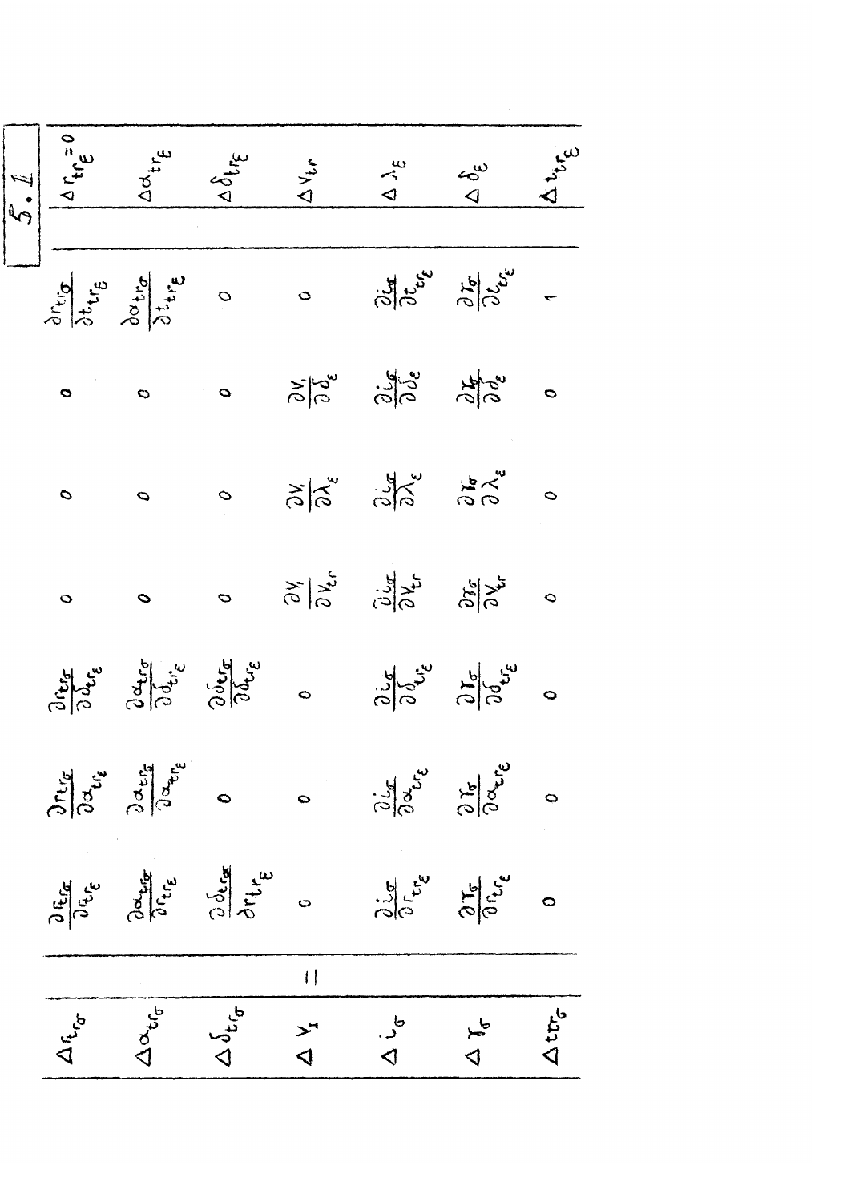**5.1**

$$
\begin{pmatrix}
\Delta r_{tr_\sigma} \\
\Delta \alpha_{tr_\sigma} \\
\Delta \delta_{tr_\sigma} \\
\Delta V_I \\
\Delta i_\sigma \\
\Delta \gamma_\sigma \\
\Delta t_{tr_\sigma}
\end{pmatrix}
=
\begin{pmatrix}
\frac{\partial r_{tr_\sigma}}{\partial r_{tr_\varepsilon}} & \frac{\partial r_{tr_\sigma}}{\partial \alpha_{tr_\varepsilon}} & \frac{\partial r_{tr_\sigma}}{\partial \delta_{tr_\varepsilon}} & 0 & 0 & 0 & \frac{\partial r_{tr_\sigma}}{\partial t_{tr_\varepsilon}} \\
\frac{\partial \alpha_{tr_\sigma}}{\partial r_{tr_\varepsilon}} & \frac{\partial \alpha_{tr_\sigma}}{\partial \alpha_{tr_\varepsilon}} & \frac{\partial \alpha_{tr_\sigma}}{\partial \delta_{tr_\varepsilon}} & 0 & 0 & 0 & \frac{\partial \alpha_{tr_\sigma}}{\partial t_{tr_\varepsilon}} \\
\frac{\partial \delta_{tr_\sigma}}{\partial r_{tr_\varepsilon}} & 0 & \frac{\partial \delta_{tr_\sigma}}{\partial \delta_{tr_\varepsilon}} & 0 & 0 & 0 & 0 \\
0 & 0 & 0 & \frac{\partial V_I}{\partial V_{tr}} & \frac{\partial V_I}{\partial \lambda_\varepsilon} & \frac{\partial V_I}{\partial \delta_\varepsilon} & 0 \\
\frac{\partial i_\sigma}{\partial r_{tr_\varepsilon}} & \frac{\partial i_\sigma}{\partial \alpha_{tr_\varepsilon}} & \frac{\partial i_\sigma}{\partial \delta_{tr_\varepsilon}} & \frac{\partial i_\sigma}{\partial V_{tr}} & \frac{\partial i_\sigma}{\partial \lambda_\varepsilon} & \frac{\partial i_\sigma}{\partial \delta_\varepsilon} & \frac{\partial i_\sigma}{\partial t_{tr_\varepsilon}} \\
\frac{\partial \gamma_\sigma}{\partial r_{tr_\varepsilon}} & \frac{\partial \gamma_\sigma}{\partial \alpha_{tr_\varepsilon}} & \frac{\partial \gamma_\sigma}{\partial \delta_{tr_\varepsilon}} & \frac{\partial \gamma_\sigma}{\partial V_{tr}} & \frac{\partial \gamma_\sigma}{\partial \lambda_\varepsilon} & \frac{\partial \gamma_\sigma}{\partial \delta_\varepsilon} & \frac{\partial \gamma_\sigma}{\partial t_{tr_\varepsilon}} \\
0 & 0 & 0 & 0 & 0 & 0 & 1
\end{pmatrix}
\begin{pmatrix}
\Delta r_{tr_\varepsilon} = 0 \\
\Delta \alpha_{tr_\varepsilon} \\
\Delta \delta_{tr_\varepsilon} \\
\Delta V_{tr} \\
\Delta \lambda_\varepsilon \\
\Delta \delta_\varepsilon \\
\Delta t_{tr_\varepsilon}
\end{pmatrix}
$$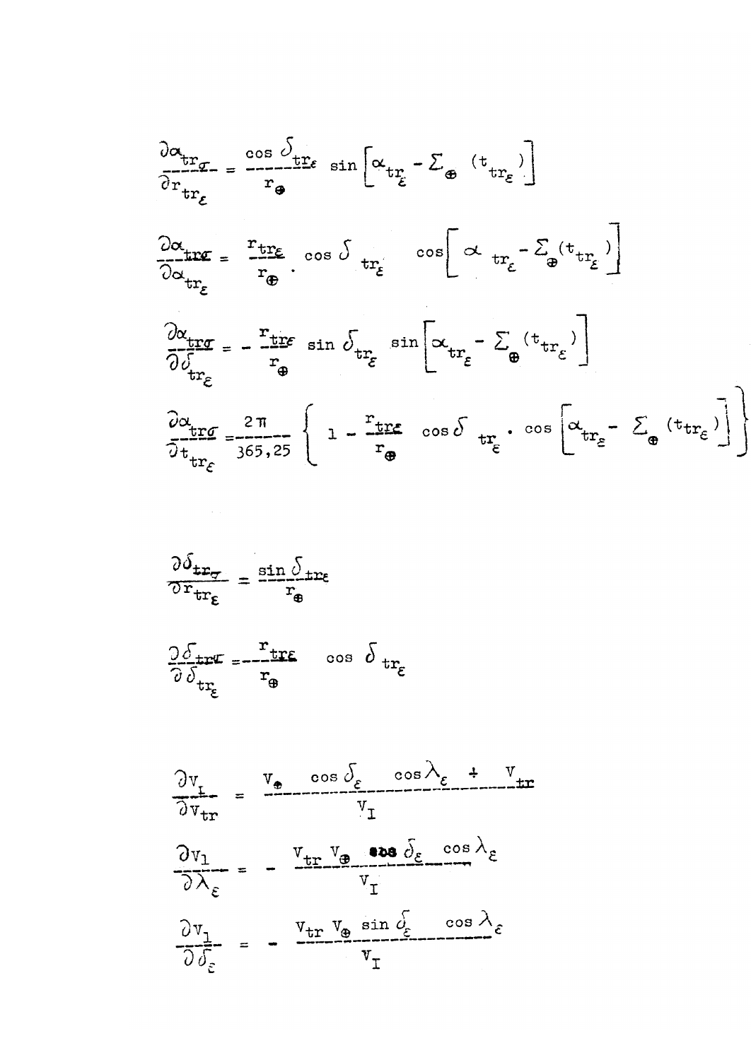$$\frac{\partial \alpha_{tr_\sigma}}{\partial r_{tr_\varepsilon}} = \frac{\cos \delta_{tr_\varepsilon}}{r_\oplus} \sin\left[\alpha_{tr_\varepsilon} - \Sigma_\oplus (t_{tr_\varepsilon})\right]$$

$$\frac{\partial \alpha_{tr_\sigma}}{\partial \alpha_{tr_\varepsilon}} = \frac{r_{tr_\varepsilon}}{r_\oplus} \cdot \cos \delta_{tr_\varepsilon} \cos\left[\alpha_{tr_\varepsilon} - \Sigma_\oplus (t_{tr_\varepsilon})\right]$$

$$\frac{\partial \alpha_{tr_\sigma}}{\partial \delta_{tr_\varepsilon}} = -\frac{r_{tr_\varepsilon}}{r_\oplus} \sin \delta_{tr_\varepsilon} \sin\left[\alpha_{tr_\varepsilon} - \Sigma_\oplus (t_{tr_\varepsilon})\right]$$

$$\frac{\partial \alpha_{tr_\sigma}}{\partial t_{tr_\varepsilon}} = \frac{2\pi}{365,25} \left\{ 1 - \frac{r_{tr_\varepsilon}}{r_\oplus} \cos \delta_{tr_\varepsilon} \cdot \cos\left[\alpha_{tr_\varepsilon} - \Sigma_\oplus (t_{tr_\varepsilon})\right] \right\}$$

$$\frac{\partial \delta_{tr_\sigma}}{\partial r_{tr_\varepsilon}} = \frac{\sin \delta_{tr_\varepsilon}}{r_\oplus}$$

$$\frac{\partial \delta_{tr_\sigma}}{\partial \delta_{tr_\varepsilon}} = \frac{r_{tr_\varepsilon}}{r_\oplus} \cos \delta_{tr_\varepsilon}$$

$$\frac{\partial v_I}{\partial v_{tr}} = \frac{v_\oplus \cos \delta_\varepsilon \cos \lambda_\varepsilon + v_{tr}}{v_I}$$

$$\frac{\partial v_I}{\partial \lambda_\varepsilon} = -\frac{v_{tr}\, v_\oplus \cos \delta_\varepsilon \cos \lambda_\varepsilon}{v_I}$$

$$\frac{\partial v_I}{\partial \delta_\varepsilon} = -\frac{v_{tr}\, v_\oplus \sin \delta_\varepsilon \cos \lambda_\varepsilon}{v_I}$$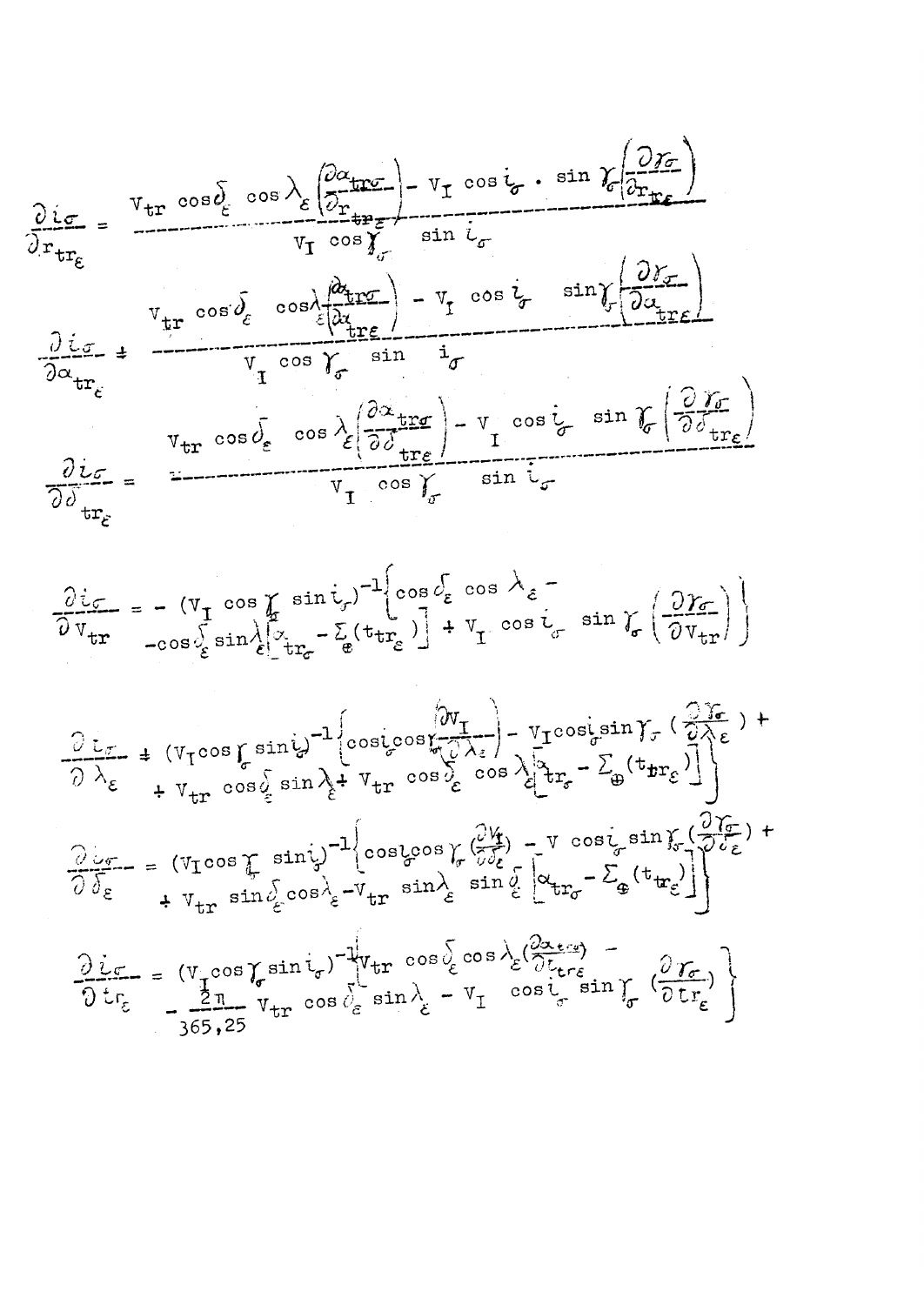$$\frac{\partial i_\sigma}{\partial r_{tr_\varepsilon}} = \frac{V_{tr}\cos\delta_\varepsilon\cos\lambda_\varepsilon\left(\frac{\partial\alpha_{tr\sigma}}{\partial r_{tr_\varepsilon}}\right) - V_I\cos i_\sigma\cdot\sin\gamma_\sigma\left(\frac{\partial\gamma_\sigma}{\partial r_{tr_\varepsilon}}\right)}{V_I\cos\gamma_\sigma\sin i_\sigma}$$

$$\frac{\partial i_\sigma}{\partial\alpha_{tr_\varepsilon}} = \frac{V_{tr}\cos\delta_\varepsilon\cos\lambda_\varepsilon\left(\frac{\partial\alpha_{tr\sigma}}{\partial\alpha_{tr\varepsilon}}\right) - V_I\cos i_\sigma\sin\gamma_\sigma\left(\frac{\partial\gamma_\sigma}{\partial\alpha_{tr\varepsilon}}\right)}{V_I\cos\gamma_\sigma\sin i_\sigma}$$

$$\frac{\partial i_\sigma}{\partial\delta_{tr_\varepsilon}} = \frac{V_{tr}\cos\delta_\varepsilon\cos\lambda_\varepsilon\left(\frac{\partial\alpha_{tr\sigma}}{\partial\delta_{tr\varepsilon}}\right) - V_I\cos i_\sigma\sin\gamma_\sigma\left(\frac{\partial\gamma_\sigma}{\partial\delta_{tr\varepsilon}}\right)}{V_I\cos\gamma_\sigma\sin i_\sigma}$$

$$\frac{\partial i_\sigma}{\partial V_{tr}} = -(V_I\cos\gamma_\sigma\sin i_\sigma)^{-1}\left\{\cos\delta_\varepsilon\cos\lambda_\varepsilon - \cos\delta_\varepsilon\sin\lambda_\varepsilon\left[\alpha_{tr_\sigma} - \Sigma_\oplus(t_{tr_\varepsilon})\right] + V_I\cos i_\sigma\sin\gamma_\sigma\left(\frac{\partial\gamma_\sigma}{\partial V_{tr}}\right)\right\}$$

$$\frac{\partial i_\sigma}{\partial\lambda_\varepsilon} = (V_I\cos\gamma_\sigma\sin i_\sigma)^{-1}\left\{\cos i_\sigma\cos\gamma_\sigma\left(\frac{\partial V_I}{\partial\lambda_\varepsilon}\right) - V_I\cos i_\sigma\sin\gamma_\sigma\left(\frac{\partial\gamma_\sigma}{\partial\lambda_\varepsilon}\right) + V_{tr}\cos\delta_\varepsilon\sin\lambda_\varepsilon + V_{tr}\cos\delta_\varepsilon\cos\lambda_\varepsilon\left[\alpha_{tr_\sigma} - \Sigma_\oplus(t_{tr_\varepsilon})\right]\right\}$$

$$\frac{\partial i_\sigma}{\partial\delta_\varepsilon} = (V_I\cos\gamma_\sigma\sin i_\sigma)^{-1}\left\{\cos i_\sigma\cos\gamma_\sigma\left(\frac{\partial V_I}{\partial\delta_\varepsilon}\right) - V\cos i_\sigma\sin\gamma_\sigma\left(\frac{\partial\gamma_\sigma}{\partial\delta_\varepsilon}\right) + V_{tr}\sin\delta_\varepsilon\cos\lambda_\varepsilon - V_{tr}\sin\lambda_\varepsilon\sin\delta_\varepsilon\left[\alpha_{tr_\sigma} - \Sigma_\oplus(t_{tr_\varepsilon})\right]\right\}$$

$$\frac{\partial i_\sigma}{\partial t_{r_\varepsilon}} = (V_I\cos\gamma_\sigma\sin i_\sigma)^{-1}\left\{V_{tr}\cos\delta_\varepsilon\cos\lambda_\varepsilon\left(\frac{\partial\alpha_{tr\sigma}}{\partial t_{tr\varepsilon}}\right) - \frac{2\pi}{365{,}25}V_{tr}\cos\delta_\varepsilon\sin\lambda_\varepsilon - V_I\cos i_\sigma\sin\gamma_\sigma\left(\frac{\partial\gamma_\sigma}{\partial t_{r_\varepsilon}}\right)\right\}$$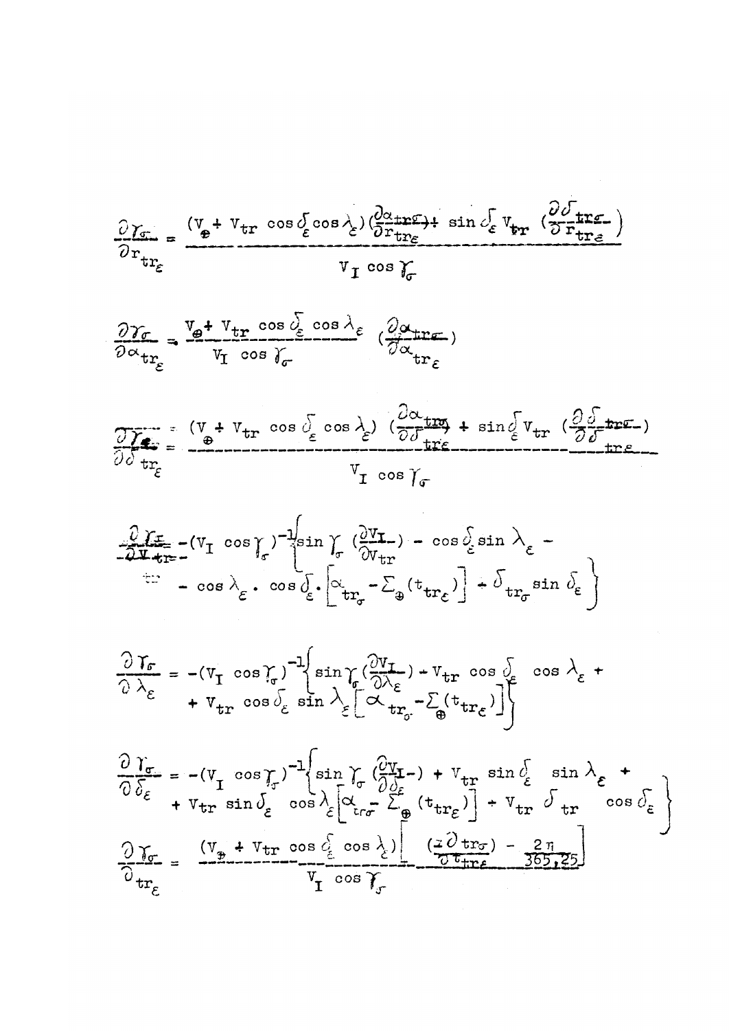$$\frac{\partial \gamma_\sigma}{\partial r_{tr_\varepsilon}} = \frac{(V_\oplus + V_{tr} \cos\delta_\varepsilon \cos\lambda_\varepsilon)\left(\frac{\partial \alpha_{tr\sigma}}{\partial r_{tr_\varepsilon}}\right) + \sin\delta_\varepsilon V_{tr} \left(\frac{\partial \delta_{tr\sigma}}{\partial r_{tr_\varepsilon}}\right)}{V_I \cos\gamma_\sigma}$$

$$\frac{\partial \gamma_\sigma}{\partial \alpha_{tr_\varepsilon}} = \frac{V_\oplus + V_{tr} \cos\delta_\varepsilon \cos\lambda_\varepsilon}{V_I \cos\gamma_\sigma} \left(\frac{\partial \alpha_{tr\sigma}}{\partial \alpha_{tr_\varepsilon}}\right)$$

$$\frac{\partial \gamma_\sigma}{\partial \delta_{tr_\varepsilon}} = \frac{(V_\oplus + V_{tr} \cos\delta_\varepsilon \cos\lambda_\varepsilon)\left(\frac{\partial \alpha_{tr\sigma}}{\partial \delta_{tr\varepsilon}}\right) + \sin\delta_\varepsilon V_{tr} \left(\frac{\partial \delta_{tr\sigma}}{\partial \delta_{tr\varepsilon}}\right)}{V_I \cos\gamma_\sigma}$$

$$\frac{\partial \gamma_\sigma}{\partial V_{tr}} = -(V_I \cos\gamma_\sigma)^{-1}\left\{\sin\gamma_\sigma \left(\frac{\partial V_I}{\partial V_{tr}}\right) - \cos\delta_\varepsilon \sin\lambda_\varepsilon - \cos\lambda_\varepsilon \cdot \cos\delta_\varepsilon \cdot \left[\alpha_{tr_\sigma} - \Sigma_\oplus(t_{tr_\varepsilon})\right] - \delta_{tr_\sigma} \sin\delta_\varepsilon\right\}$$

$$\frac{\partial \gamma_\sigma}{\partial \lambda_\varepsilon} = -(V_I \cos\gamma_\sigma)^{-1}\left\{\sin\gamma_\sigma \left(\frac{\partial V_I}{\partial \lambda_\varepsilon}\right) - V_{tr} \cos\delta_\varepsilon \cos\lambda_\varepsilon + V_{tr} \cos\delta_\varepsilon \sin\lambda_\varepsilon\left[\alpha_{tr_\sigma} - \Sigma_\oplus(t_{tr_\varepsilon})\right]\right\}$$

$$\frac{\partial \gamma_\sigma}{\partial \delta_\varepsilon} = -(V_I \cos\gamma_\sigma)^{-1}\left\{\sin\gamma_\sigma \left(\frac{\partial V_I}{\partial \delta_\varepsilon}\right) + V_{tr} \sin\delta_\varepsilon \sin\lambda_\varepsilon + V_{tr} \sin\delta_\varepsilon \cos\lambda_\varepsilon\left[\alpha_{tr\sigma} - \Sigma_\oplus(t_{tr_\varepsilon})\right] - V_{tr}\, \delta_{tr} \cos\delta_\varepsilon\right\}$$

$$\frac{\partial \gamma_\sigma}{\partial_{tr_\varepsilon}} = \frac{(V_\oplus + V_{tr} \cos\delta_\varepsilon \cos\lambda_\varepsilon)\left[\left(\frac{\partial \alpha_{tr\sigma}}{\partial t_{tr\varepsilon}}\right) - \frac{2\pi}{365{,}25}\right]}{V_I \cos\gamma_\sigma}$$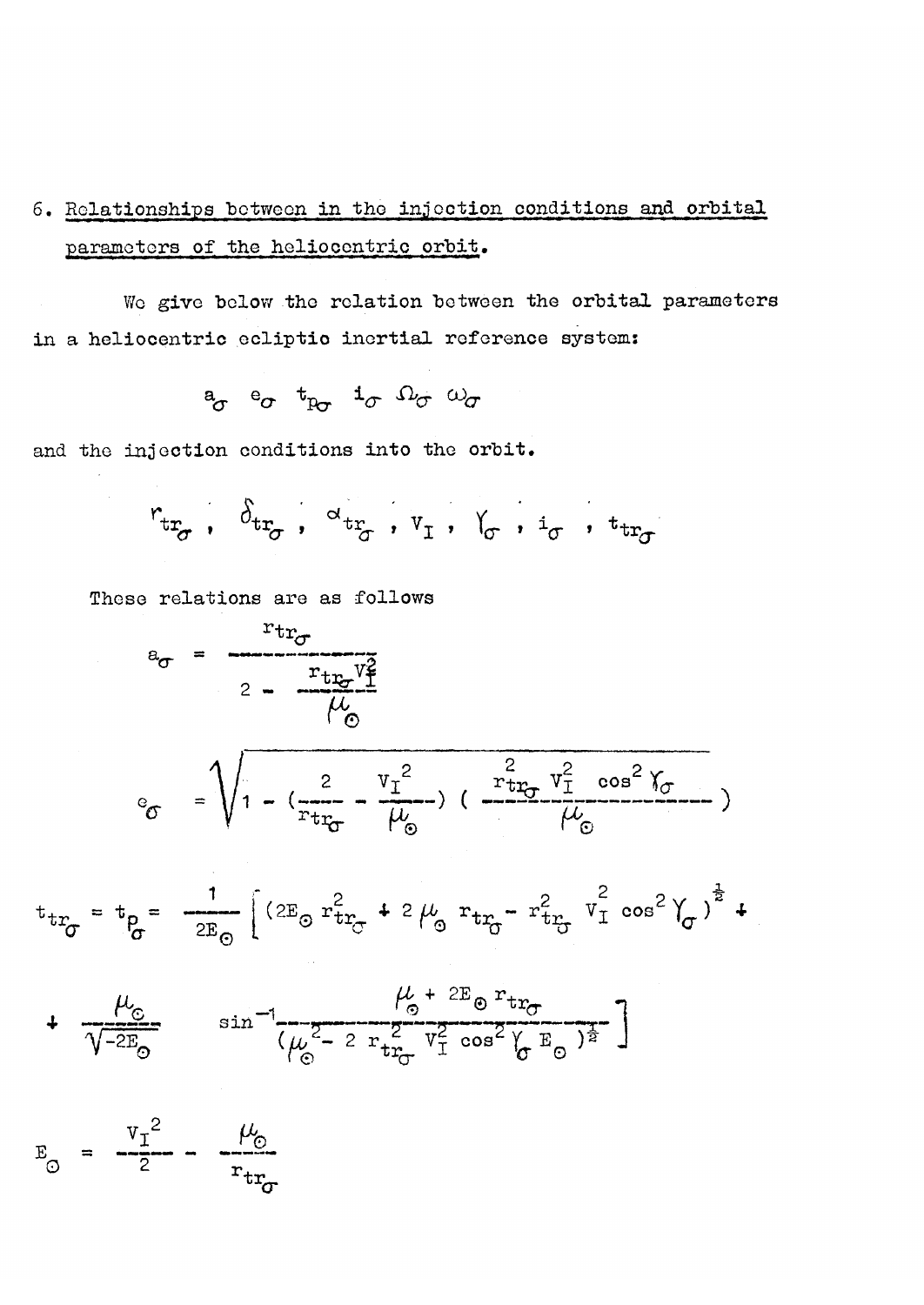## 6. Relationships between in the injection conditions and orbital parameters of the heliocentric orbit.

We give below the relation between the orbital parameters in a heliocentric ecliptic inertial reference system:

$$a_\sigma \quad e_\sigma \quad t_{p\sigma} \quad i_\sigma \quad \Omega_\sigma \quad \omega_\sigma$$

and the injection conditions into the orbit.

$$r_{tr_\sigma} , \quad \delta_{tr_\sigma} , \quad \alpha_{tr_\sigma} , \quad V_I , \quad \gamma_\sigma , \quad i_\sigma , \quad t_{tr_\sigma}$$

These relations are as follows

$$a_\sigma = \frac{r_{tr_\sigma}}{2 - \dfrac{r_{tr_\sigma} V_I^2}{\mu_\odot}}$$

$$e_\sigma = \sqrt{1 - \left(\frac{2}{r_{tr_\sigma}} - \frac{V_I^2}{\mu_\odot}\right)\left(\frac{r_{tr_\sigma}^2 V_I^2 \cos^2 \gamma_\sigma}{\mu_\odot}\right)}$$

$$t_{tr_\sigma} = t_{p_\sigma} = \frac{1}{2E_\odot}\left[ (2E_\odot r_{tr_\sigma}^2 + 2\mu_\odot r_{tr_\sigma} - r_{tr_\sigma}^2 V_I^2 \cos^2 \gamma_\sigma)^{\frac{1}{2}} + \right.$$

$$\left. + \frac{\mu_\odot}{\sqrt{-2E_\odot}} \quad \sin^{-1} \frac{\mu_\odot + 2E_\odot r_{tr_\sigma}}{(\mu_\odot^2 - 2\, r_{tr_\sigma}^2 V_I^2 \cos^2 \gamma_\sigma E_\odot)^{\frac{1}{2}}} \right]$$

$$E_\odot = \frac{V_I^2}{2} - \frac{\mu_\odot}{r_{tr_\sigma}}$$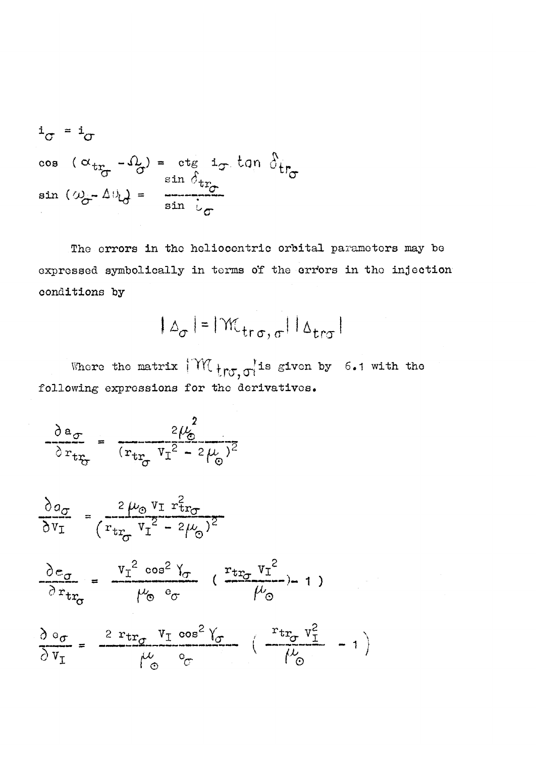$$i_\sigma = i_\sigma$$

$$\cos\ (\alpha_{tr_\sigma} - \Omega_\sigma) = \text{ctg}\ i_\sigma \tan \delta_{tr_\sigma}$$

$$\sin\ (\omega_\sigma - \Delta\upsilon_\sigma) = \frac{\sin \delta_{tr_\sigma}}{\sin i_\sigma}$$

The errors in the heliocentric orbital parameters may be expressed symbolically in terms of the errors in the injection conditions by

$$|\Delta_\sigma| = |\mathcal{M}_{tr\sigma,\sigma}|\ |\Delta_{tr\sigma}|$$

Where the matrix $|\mathcal{M}_{tr\sigma,\sigma}|$ is given by 6.1 with the following expressions for the derivatives.

$$\frac{\partial a_\sigma}{\partial r_{tr_\sigma}} = \frac{2\mu_\odot^2}{(r_{tr_\sigma} V_I^2 - 2\mu_\odot)^2}$$

$$\frac{\partial a_\sigma}{\partial V_I} = \frac{2\mu_\odot V_I r_{tr\sigma}^2}{(r_{tr_\sigma} V_I^2 - 2\mu_\odot)^2}$$

$$\frac{\partial e_\sigma}{\partial r_{tr_\sigma}} = \frac{V_I^2 \cos^2 \gamma_\sigma}{\mu_\odot\ e_\sigma} \left( \frac{r_{tr_\sigma} V_I^2}{\mu_\odot} - 1 \right)$$

$$\frac{\partial e_\sigma}{\partial V_I} = \frac{2\ r_{tr_\sigma}\ V_I \cos^2 \gamma_\sigma}{\mu_\odot\ e_\sigma} \left( \frac{r_{tr_\sigma} V_I^2}{\mu_\odot} - 1 \right)$$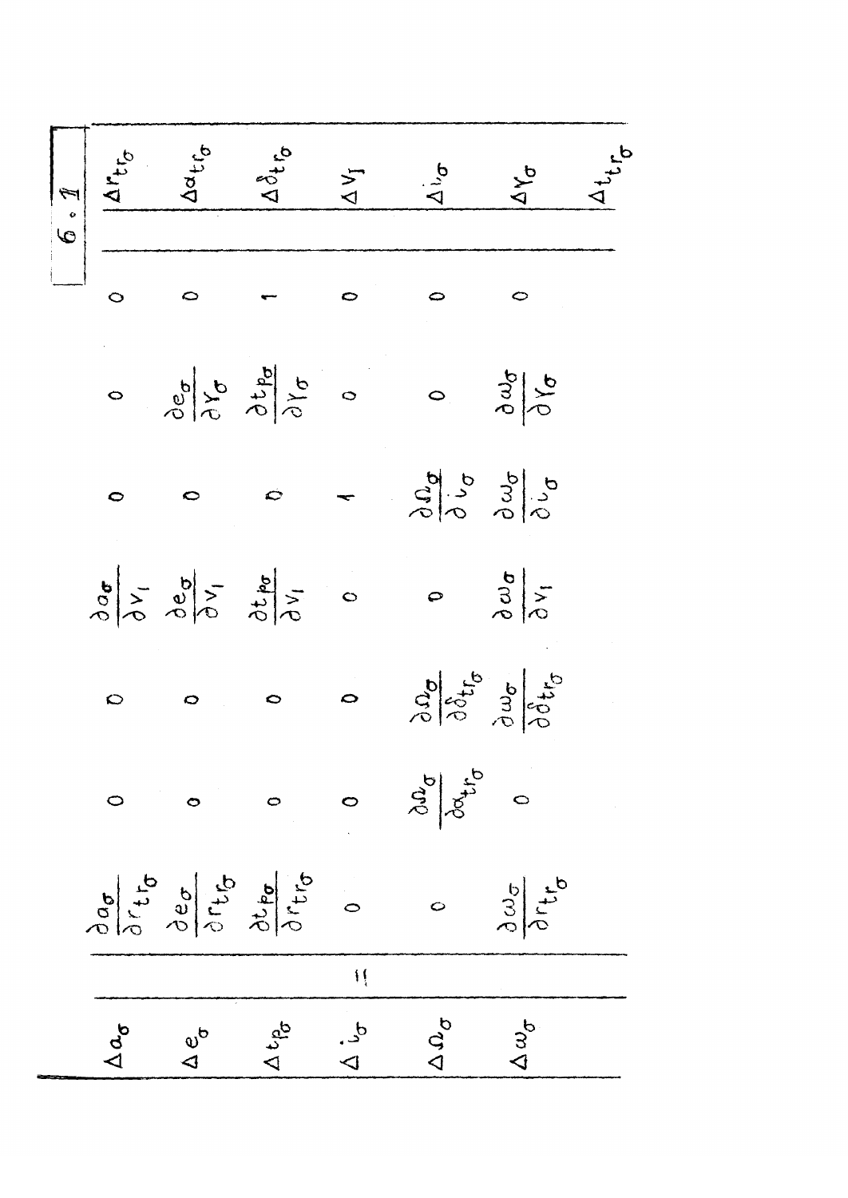$$
\begin{pmatrix}
\Delta a_\sigma \\
\Delta e_\sigma \\
\Delta t_{p\sigma} \\
\Delta i_\sigma \\
\Delta \Omega_\sigma \\
\Delta \omega_\sigma
\end{pmatrix}
=
\begin{pmatrix}
\frac{\partial a_\sigma}{\partial r_{tr\sigma}} & 0 & 0 & \frac{\partial a_\sigma}{\partial V_1} & 0 & 0 & 0 \\
\frac{\partial e_\sigma}{\partial r_{tr\sigma}} & 0 & 0 & \frac{\partial e_\sigma}{\partial V_1} & 0 & \frac{\partial e_\sigma}{\partial \gamma_\sigma} & 0 \\
\frac{\partial t_{p\sigma}}{\partial r_{tr\sigma}} & 0 & 0 & \frac{\partial t_{p\sigma}}{\partial V_1} & 0 & \frac{\partial t_{p\sigma}}{\partial \gamma_\sigma} & 1 \\
0 & 0 & 0 & 0 & 1 & 0 & 0 \\
0 & \frac{\partial \Omega_\sigma}{\partial \alpha_{tr\sigma}} & \frac{\partial \Omega_\sigma}{\partial \delta_{tr\sigma}} & 0 & \frac{\partial \Omega_\sigma}{\partial i_\sigma} & 0 & 0 \\
\frac{\partial \omega_\sigma}{\partial r_{tr\sigma}} & 0 & \frac{\partial \omega_\sigma}{\partial \delta_{tr\sigma}} & \frac{\partial \omega_\sigma}{\partial V_1} & \frac{\partial \omega_\sigma}{\partial i_\sigma} & \frac{\partial \omega_\sigma}{\partial \gamma_\sigma} & 0
\end{pmatrix}
\begin{pmatrix}
\Delta r_{tr\sigma} \\
\Delta \alpha_{tr\sigma} \\
\Delta \delta_{tr\sigma} \\
\Delta V_I \\
\Delta i_\sigma \\
\Delta \gamma_\sigma \\
\Delta t_{tr\sigma}
\end{pmatrix}
\tag{6.1}
$$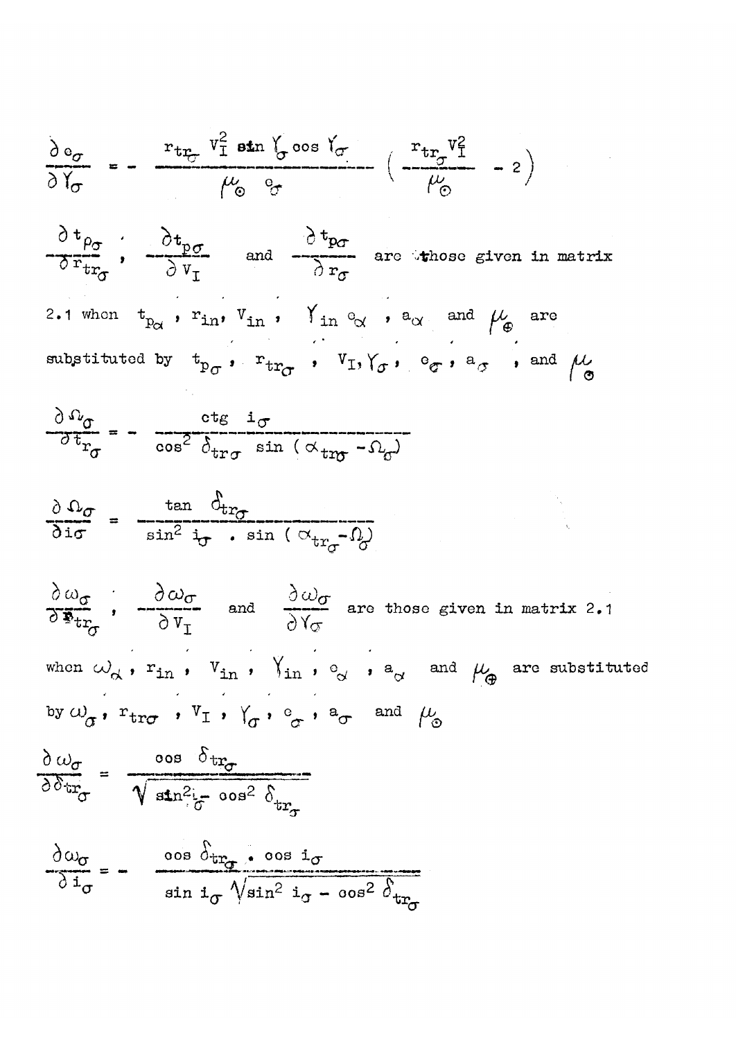$$\frac{\partial e_\sigma}{\partial \gamma_\sigma} = - \frac{r_{tr_\sigma} V_I^2 \sin \gamma_\sigma \cos \gamma_\sigma}{\mu_\odot \; e_\sigma} \left( \frac{r_{tr_\sigma} V_I^2}{\mu_\odot} - 2 \right)$$

$\frac{\partial t_{p_\sigma}}{\partial r_{tr_\sigma}}$, $\frac{\partial t_{p\sigma}}{\partial V_I}$ and $\frac{\partial t_{p\sigma}}{\partial r_\sigma}$ are those given in matrix 2.1 when $t_{p_\alpha}$, $r_{in}$, $V_{in}$, $\gamma_{in}$ $e_\alpha$, $a_\alpha$ and $\mu_\oplus$ are substituted by $t_{p_\sigma}$, $r_{tr_\sigma}$, $V_I$, $\gamma_\sigma$, $e_\sigma$, $a_\sigma$, and $\mu_\odot$

$$\frac{\partial \Omega_\sigma}{\partial t_{r_\sigma}} = - \frac{\operatorname{ctg} i_\sigma}{\cos^2 \delta_{tr\sigma} \sin(\alpha_{tr\sigma} - \Omega_\sigma)}$$

$$\frac{\partial \Omega_\sigma}{\partial i_\sigma} = \frac{\tan \delta_{tr_\sigma}}{\sin^2 i_\sigma \; . \; \sin(\alpha_{tr_\sigma} - \Omega_\sigma)}$$

$\frac{\partial \omega_\sigma}{\partial r_{tr_\sigma}}$, $\frac{\partial \omega_\sigma}{\partial V_I}$ and $\frac{\partial \omega_\sigma}{\partial \gamma_\sigma}$ are those given in matrix 2.1 when $\omega_\alpha$, $r_{in}$, $V_{in}$, $\gamma_{in}$, $e_\alpha$, $a_\alpha$ and $\mu_\oplus$ are substituted by $\omega_\sigma$, $r_{tr\sigma}$, $V_I$, $\gamma_\sigma$, $e_\sigma$, $a_\sigma$ and $\mu_\odot$

$$\frac{\partial \omega_\sigma}{\partial \delta_{tr_\sigma}} = \frac{\cos \delta_{tr_\sigma}}{\sqrt{\sin^2 i_\sigma - \cos^2 \delta_{tr_\sigma}}}$$

$$\frac{\partial \omega_\sigma}{\partial i_\sigma} = - \frac{\cos \delta_{tr_\sigma} \; . \; \cos i_\sigma}{\sin i_\sigma \sqrt{\sin^2 i_\sigma - \cos^2 \delta_{tr_\sigma}}}$$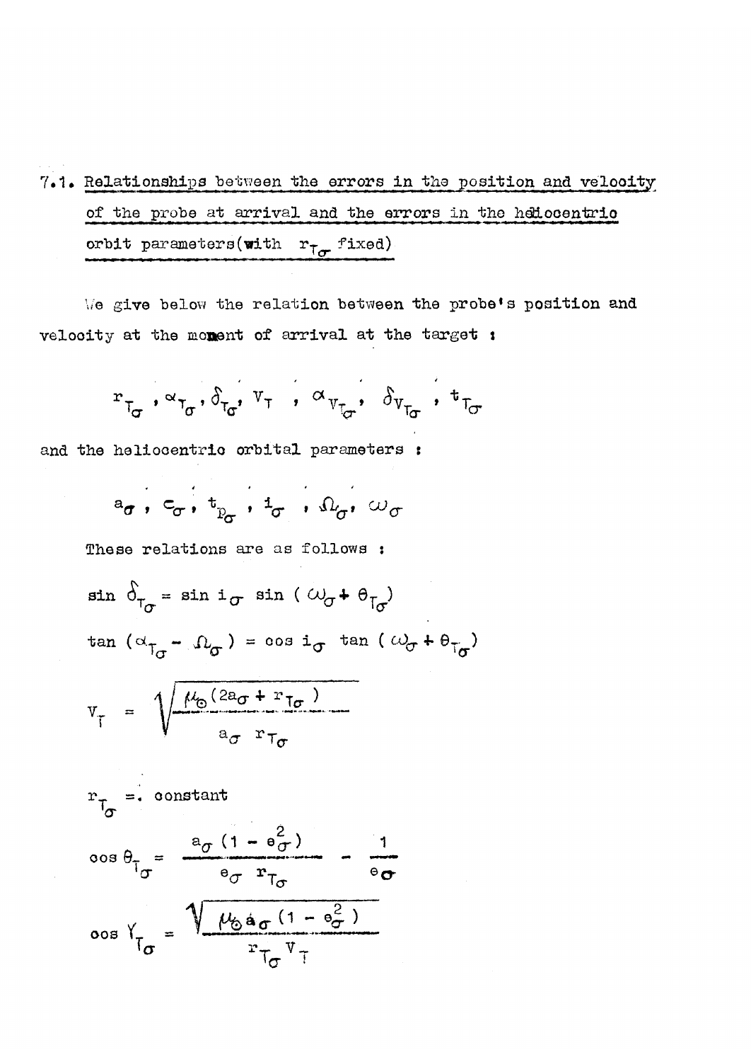## 7.1. Relationships between the errors in the position and velocity of the probe at arrival and the errors in the heliocentric orbit parameters (with $r_{T_\sigma}$ fixed)

We give below the relation between the probe's position and velocity at the moment of arrival at the target :

$$r_{T_\sigma},\ \alpha_{T_\sigma},\ \delta_{T_\sigma},\ V_T\ ,\ \alpha_{V_{T_\sigma}},\ \delta_{V_{T_\sigma}},\ t_{T_\sigma}$$

and the heliocentric orbital parameters :

$$a_\sigma\ ,\ e_\sigma\ ,\ t_{p_\sigma}\ ,\ i_\sigma\ ,\ \Omega_\sigma,\ \omega_\sigma$$

These relations are as follows :

$$\sin \delta_{T_\sigma} = \sin i_\sigma \ \sin\,( \omega_\sigma + \theta_{T_\sigma})$$

$$\tan\,(\alpha_{T_\sigma} - \Omega_\sigma) = \cos i_\sigma \ \tan\,( \omega_\sigma + \theta_{T_\sigma})$$

$$V_T = \sqrt{\frac{\mu_\odot (2a_\sigma + r_{T_\sigma})}{a_\sigma \ r_{T_\sigma}}}$$

$$r_{T_\sigma} = \text{constant}$$

$$\cos \theta_{T_\sigma} = \frac{a_\sigma\,(1 - e_\sigma^2)}{e_\sigma \ r_{T_\sigma}} - \frac{1}{e_\sigma}$$

$$\cos \gamma_{T_\sigma} = \frac{\sqrt{\mu_\odot a_\sigma\,(1 - e_\sigma^2)}}{r_{T_\sigma} V_T}$$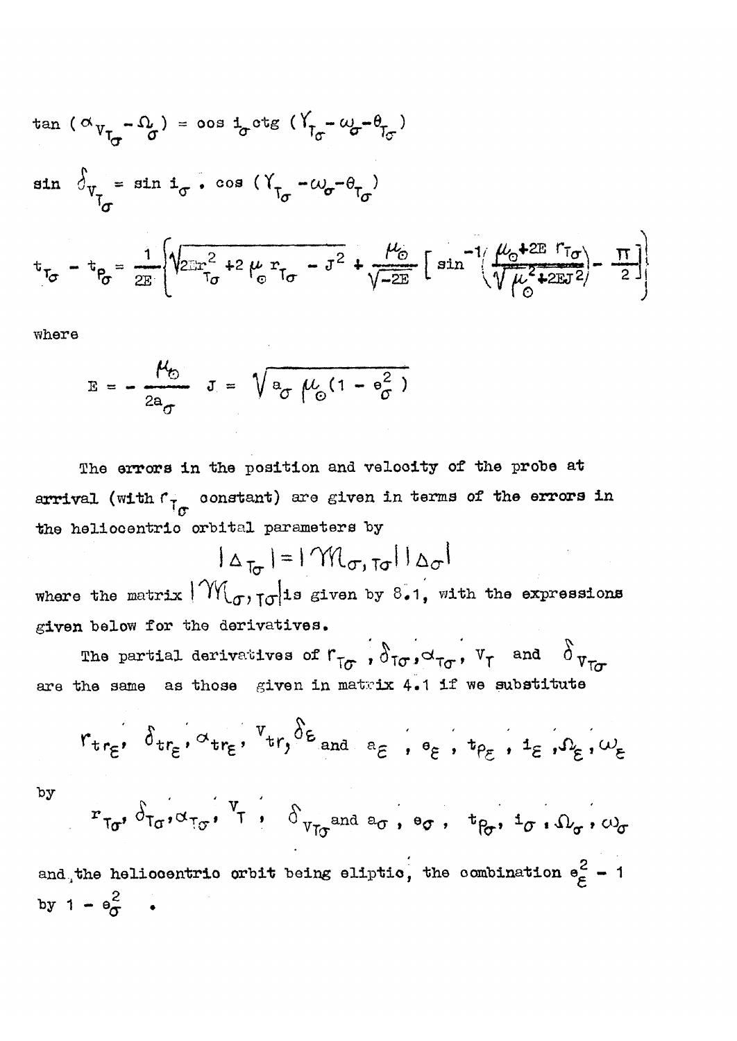$$\tan\left(\alpha_{V_{T_\sigma}} - \Omega_\sigma\right) = \cos i_\sigma \operatorname{ctg}\left(\Upsilon_{T_\sigma} - \omega_\sigma - \theta_{T_\sigma}\right)$$

$$\sin \delta_{V_{T_\sigma}} = \sin i_\sigma \cdot \cos\left(\Upsilon_{T_\sigma} - \omega_\sigma - \theta_{T_\sigma}\right)$$

$$t_{T_\sigma} - t_{P_\sigma} = \frac{1}{2E}\left\{\sqrt{2Er_{T_\sigma}^2 + 2\mu_\odot r_{T_\sigma} - J^2} + \frac{\mu_\odot}{\sqrt{-2E}}\left[\sin^{-1}\left(\frac{\mu_\odot + 2E\, r_{T_\sigma}}{\sqrt{\mu_\odot^2 + 2EJ^2}}\right) - \frac{\pi}{2}\right]\right\}$$

where

$$E = -\frac{\mu_\odot}{2a_\sigma} \quad J = \sqrt{a_\sigma \, \mu_\odot (1 - e_\sigma^2)}$$

The errors in the position and velocity of the probe at arrival (with $r_{T_\sigma}$ constant) are given in terms of the errors in the heliocentric orbital parameters by

$$|\Delta_{T_\sigma}| = |\mathcal{M}_{\sigma, T\sigma}|\,|\Delta_\sigma|$$

where the matrix $|\mathcal{M}_{\sigma, T\sigma}|$ is given by 8.1, with the expressions given below for the derivatives.

The partial derivatives of $r_{T\sigma}$, $\delta_{T\sigma}$, $\alpha_{T\sigma}$, $V_T$ and $\delta_{V_{T\sigma}}$ are the same as those given in matrix 4.1 if we substitute

$$r_{tr_\varepsilon},\ \delta_{tr_\varepsilon},\ \alpha_{tr_\varepsilon},\ v_{tr},\ \delta_\varepsilon \text{ and } a_\varepsilon,\ e_\varepsilon,\ t_{P_\varepsilon},\ i_\varepsilon,\ \Omega_\varepsilon,\ \omega_\varepsilon$$

by

$$r_{T\sigma},\ \delta_{T\sigma},\ \alpha_{T\sigma},\ V_T,\ \delta_{V_{T\sigma}} \text{ and } a_\sigma,\ e_\sigma,\ t_{P_\sigma},\ i_\sigma,\ \Omega_\sigma,\ \omega_\sigma$$

and, the heliocentric orbit being eliptic, the combination $e_\varepsilon^2 - 1$ by $1 - e_\sigma^2$ .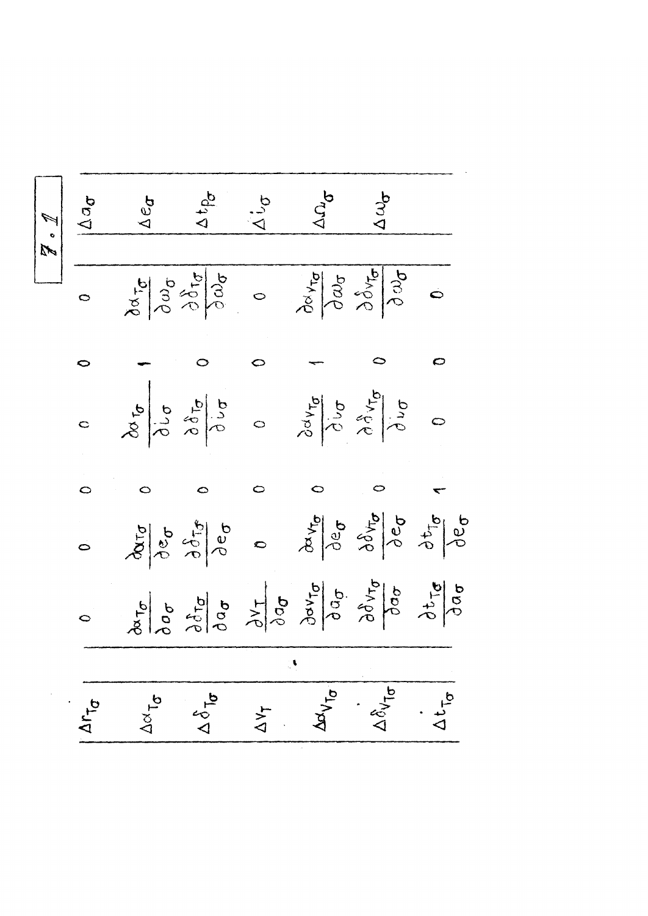$$
\begin{pmatrix}
\Delta r_{T\sigma} \\
\Delta \alpha_{T\sigma} \\
\Delta \delta_{T\sigma} \\
\Delta V_T \\
\Delta \alpha_{V_{T\sigma}} \\
\Delta \delta_{V_{T\sigma}} \\
\Delta t_{T\sigma}
\end{pmatrix}
=
\begin{pmatrix}
0 & 0 & 0 & 0 & 0 & 0 \\
\frac{\partial \alpha_{T\sigma}}{\partial a_\sigma} & \frac{\partial \alpha_{T\sigma}}{\partial e_\sigma} & 0 & \frac{\partial \alpha_{T\sigma}}{\partial i_\sigma} & 1 & \frac{\partial \alpha_{T\sigma}}{\partial \omega_\sigma} \\
\frac{\partial \delta_{T\sigma}}{\partial a_\sigma} & \frac{\partial \delta_{T\sigma}}{\partial e_\sigma} & 0 & \frac{\partial \delta_{T\sigma}}{\partial i_\sigma} & 0 & \frac{\partial \delta_{T\sigma}}{\partial \omega_\sigma} \\
\frac{\partial V_T}{\partial a_\sigma} & 0 & 0 & 0 & 0 & 0 \\
\frac{\partial \alpha_{V_{T\sigma}}}{\partial a_\sigma} & \frac{\partial \alpha_{V_{T\sigma}}}{\partial e_\sigma} & 0 & \frac{\partial \alpha_{V_{T\sigma}}}{\partial i_\sigma} & 1 & \frac{\partial \alpha_{V_{T\sigma}}}{\partial \omega_\sigma} \\
\frac{\partial \delta_{V_{T\sigma}}}{\partial a_\sigma} & \frac{\partial \delta_{V_{T\sigma}}}{\partial e_\sigma} & 0 & \frac{\partial \delta_{V_{T\sigma}}}{\partial i_\sigma} & 0 & \frac{\partial \delta_{V_{T\sigma}}}{\partial \omega_\sigma} \\
\frac{\partial t_{T\sigma}}{\partial a_\sigma} & \frac{\partial t_{T\sigma}}{\partial e_\sigma} & 1 & 0 & 0 & 0
\end{pmatrix}
\begin{pmatrix}
\Delta a_\sigma \\
\Delta e_\sigma \\
\Delta t_{p\sigma} \\
\Delta i_\sigma \\
\Delta \Omega_\sigma \\
\Delta \omega_\sigma
\end{pmatrix}
\qquad (7.1)
$$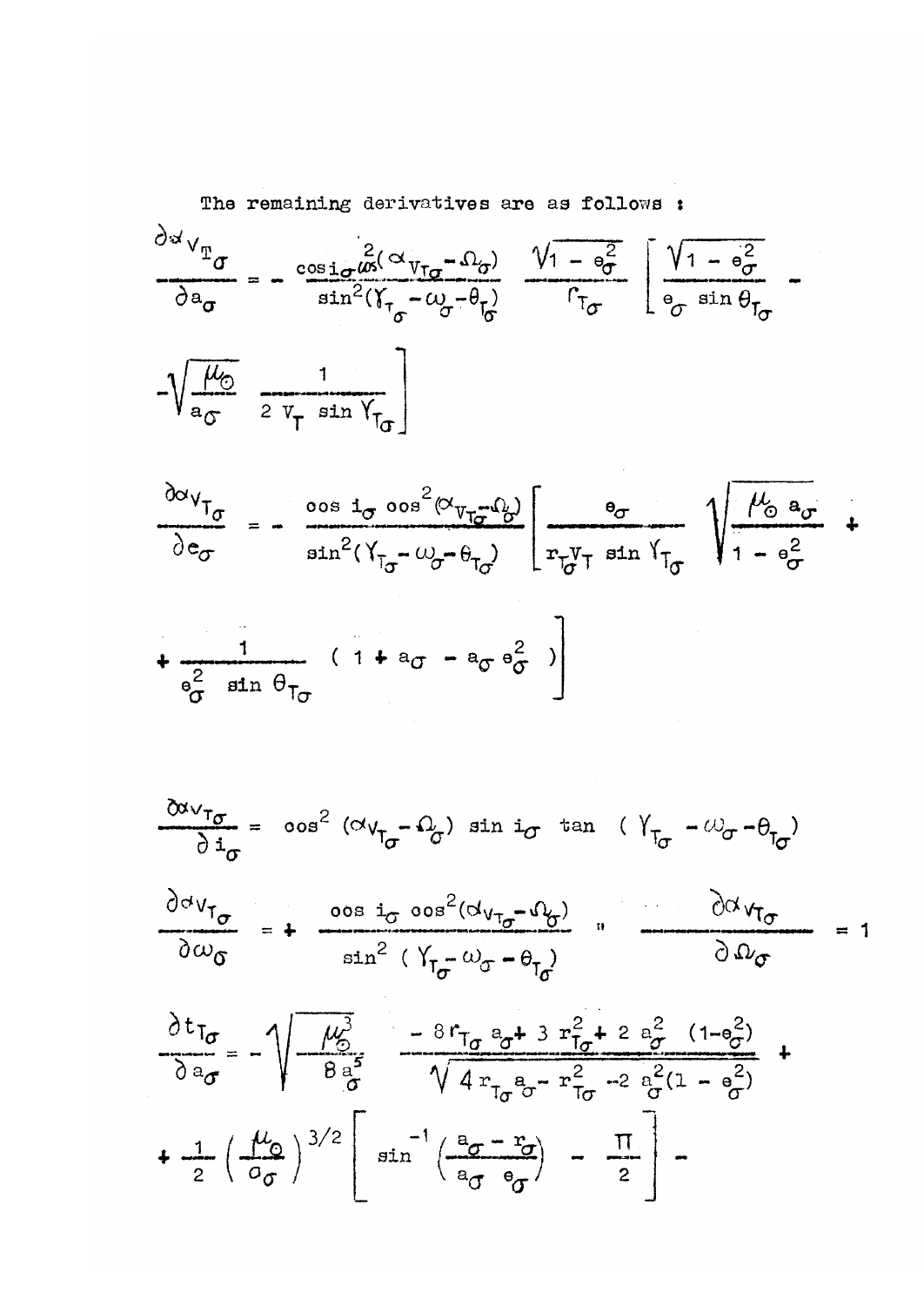The remaining derivatives are as follows :

$$\frac{\partial \alpha_{V_{T_\sigma}}}{\partial a_\sigma} = - \frac{\cos i_\sigma \cos^2(\alpha_{V_{T_\sigma}} - \Omega_\sigma)}{\sin^2(\gamma_{T_\sigma} - \omega_\sigma - \theta_{T_\sigma})} \frac{\sqrt{1 - e_\sigma^2}}{r_{T_\sigma}} \left[ \frac{\sqrt{1 - e_\sigma^2}}{e_\sigma \sin \theta_{T_\sigma}} - \right.$$

$$\left. - \sqrt{\frac{\mu_\odot}{a_\sigma}} \frac{1}{2 V_T \sin \gamma_{T_\sigma}} \right]$$

$$\frac{\partial \alpha_{V_{T_\sigma}}}{\partial e_\sigma} = - \frac{\cos i_\sigma \cos^2(\alpha_{V_{T_\sigma}} - \Omega_\sigma)}{\sin^2(\gamma_{T_\sigma} - \omega_\sigma - \theta_{T_\sigma})} \left[ \frac{e_\sigma}{r_{T_\sigma} V_T \sin \gamma_{T_\sigma}} \sqrt{\frac{\mu_\odot a_\sigma}{1 - e_\sigma^2}} + \right.$$

$$\left. + \frac{1}{e_\sigma^2 \sin \theta_{T_\sigma}} \left( 1 + a_\sigma - a_\sigma e_\sigma^2 \right) \right]$$

$$\frac{\partial \alpha_{V_{T_\sigma}}}{\partial i_\sigma} = \cos^2(\alpha_{V_{T_\sigma}} - \Omega_\sigma) \sin i_\sigma \tan (\gamma_{T_\sigma} - \omega_\sigma - \theta_{T_\sigma})$$

$$\frac{\partial \alpha_{V_{T_\sigma}}}{\partial \omega_\sigma} = + \frac{\cos i_\sigma \cos^2(\alpha_{V_{T_\sigma}} - \Omega_\sigma)}{\sin^2(\gamma_{T_\sigma} - \omega_\sigma - \theta_{T_\sigma})} \quad " \quad \frac{\partial \alpha_{V_{T_\sigma}}}{\partial \Omega_\sigma} = 1$$

$$\frac{\partial t_{T_\sigma}}{\partial a_\sigma} = - \sqrt{\frac{\mu_\odot^3}{8 a_\sigma^5}} \frac{- 8 r_{T_\sigma} a_\sigma + 3 r_{T_\sigma}^2 + 2 a_\sigma^2 (1 - e_\sigma^2)}{\sqrt{4 r_{T_\sigma} a_\sigma - r_{T_\sigma}^2 - 2 a_\sigma^2 (1 - e_\sigma^2)}} +$$

$$+ \frac{1}{2} \left( \frac{\mu_\odot}{a_\sigma} \right)^{3/2} \left[ \sin^{-1} \left( \frac{a_\sigma - r_\sigma}{a_\sigma e_\sigma} \right) - \frac{\pi}{2} \right] -$$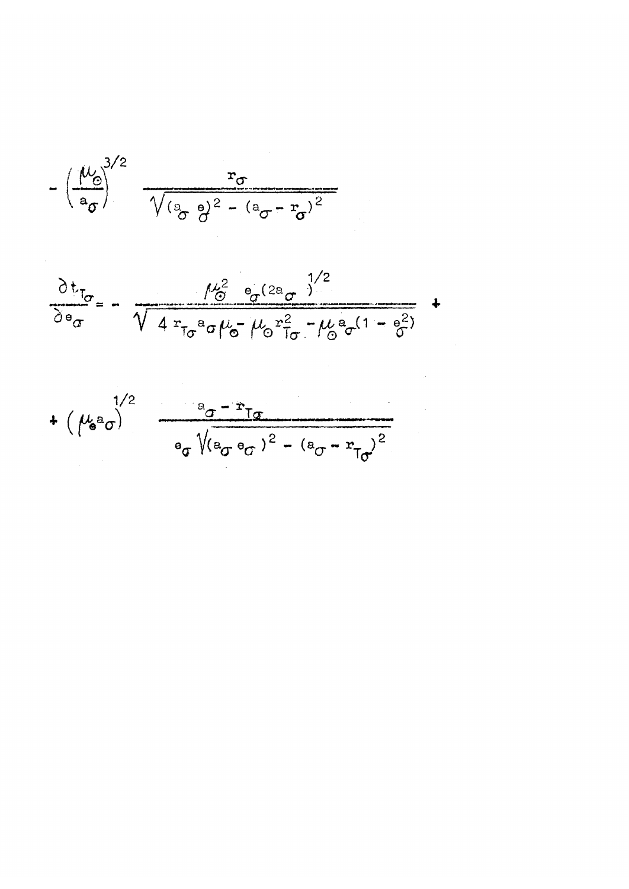$$- \left(\frac{\mu_{\odot}}{a_{\sigma}}\right)^{3/2} \frac{r_{\sigma}}{\sqrt{(a_{\sigma}\, e_{\sigma})^2 - (a_{\sigma} - r_{\sigma})^2}}$$

$$\frac{\partial t_{T\sigma}}{\partial e_{\sigma}} = - \frac{\mu_{\odot}^2 \;\; e_{\sigma} (2 a_{\sigma} \;\; )^{1/2}}{\sqrt{4\, r_{T\sigma} a_{\sigma} \mu_{\odot} - \mu_{\odot} r_{T\sigma}^2 - \mu_{\odot} a_{\sigma} (1 - e_{\sigma}^2)}} \; +$$

$$+ \left(\mu_{\odot} a_{\sigma}\right)^{1/2} \frac{a_{\sigma} - r_{T\sigma}}{e_{\sigma} \sqrt{(a_{\sigma}\, e_{\sigma})^2 - (a_{\sigma} - r_{T\sigma})^2}}$$